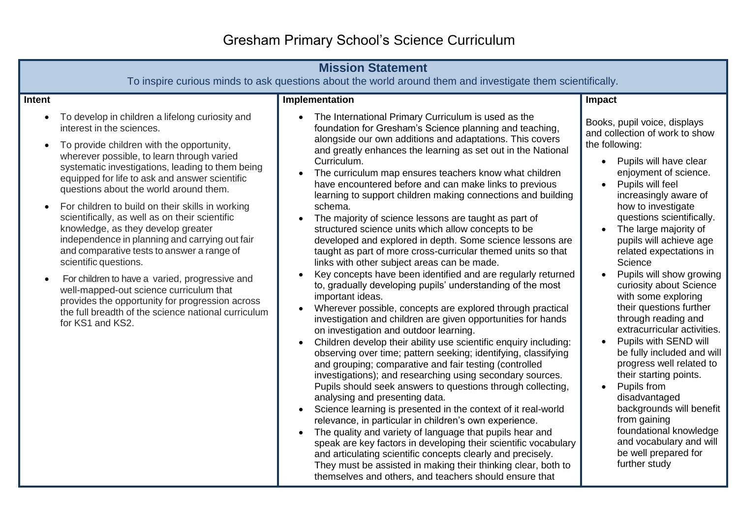# Gresham Primary School's Science Curriculum

## Mission Statement

To inspire curious minds to ask questions about the world around them and investigate them scientifically.

### Intent

- To develop in children a lifelong curiosity and interest in the sciences.
- To provide children with the opportunity, wherever possible, to learn through varied systematic investigations, leading to them being equipped for life to ask and answer scientific questions about the world around them.
- For children to build on their skills in working scientifically, as well as on their scientific knowledge, as they develop greater independence in planning and carrying out fair and comparative tests to answer a range of scientific questions.
- For children to have a varied, progressive and well-mapped-out science curriculum that provides the opportunity for progression across the full breadth of the science national curriculum for KS1 and KS2.

### Implementation

- The International Primary Curriculum is used as the foundation for Gresham's Science planning and teaching, alongside our own additions and adaptations. This covers and greatly enhances the learning as set out in the National Curriculum.
- The curriculum map ensures teachers know what children have encountered before and can make links to previous learning to support children making connections and building schema.
- The majority of science lessons are taught as part of structured science units which allow concepts to be developed and explored in depth. Some science lessons are taught as part of more cross-curricular themed units so that links with other subject areas can be made.
- Key concepts have been identified and are regularly returned to, gradually developing pupils' understanding of the most important ideas.
- Wherever possible, concepts are explored through practical investigation and children are given opportunities for hands on investigation and outdoor learning.
- Children develop their ability use scientific enquiry including: observing over time; pattern seeking; identifying, classifying and grouping; comparative and fair testing (controlled investigations); and researching using secondary sources. Pupils should seek answers to questions through collecting, analysing and presenting data.
- Science learning is presented in the context of it real-world relevance, in particular in children's own experience.
- The quality and variety of language that pupils hear and speak are key factors in developing their scientific vocabulary and articulating scientific concepts clearly and precisely. They must be assisted in making their thinking clear, both to themselves and others, and teachers should ensure that

### Impact

Books, pupil voice, displays and collection of work to show the following:

- Pupils will have clear enjoyment of science.
- Pupils will feel increasingly aware of how to investigate questions scientifically.
- The large majority of pupils will achieve age related expectations in Science
- Pupils will show growing curiosity about Science with some exploring their questions further through reading and extracurricular activities.
- Pupils with SEND will be fully included and will progress well related to their starting points.
- Pupils from disadvantaged backgrounds will benefit from gaining foundational knowledge and vocabulary and will be well prepared for further study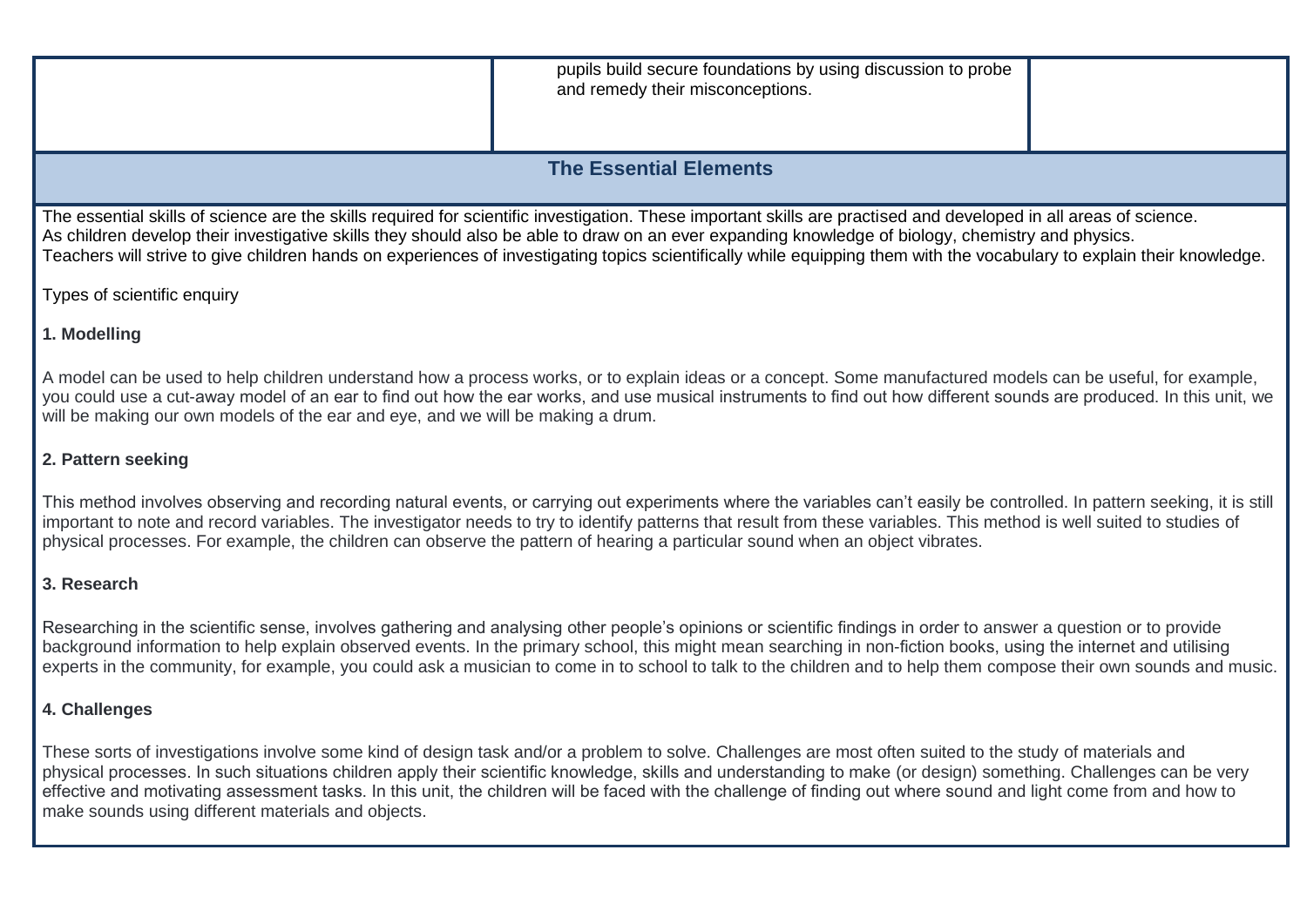| | pupils build secure foundations by using discussion to probe and remedy their misconceptions. | |
|---|---|---|

## The Essential Elements

The essential skills of science are the skills required for scientific investigation. These important skills are practised and developed in all areas of science.
As children develop their investigative skills they should also be able to draw on an ever expanding knowledge of biology, chemistry and physics.
Teachers will strive to give children hands on experiences of investigating topics scientifically while equipping them with the vocabulary to explain their knowledge.

Types of scientific enquiry

**1. Modelling**

A model can be used to help children understand how a process works, or to explain ideas or a concept. Some manufactured models can be useful, for example, you could use a cut-away model of an ear to find out how the ear works, and use musical instruments to find out how different sounds are produced. In this unit, we will be making our own models of the ear and eye, and we will be making a drum.

**2. Pattern seeking**

This method involves observing and recording natural events, or carrying out experiments where the variables can't easily be controlled. In pattern seeking, it is still important to note and record variables. The investigator needs to try to identify patterns that result from these variables. This method is well suited to studies of physical processes. For example, the children can observe the pattern of hearing a particular sound when an object vibrates.

**3. Research**

Researching in the scientific sense, involves gathering and analysing other people's opinions or scientific findings in order to answer a question or to provide background information to help explain observed events. In the primary school, this might mean searching in non-fiction books, using the internet and utilising experts in the community, for example, you could ask a musician to come in to school to talk to the children and to help them compose their own sounds and music.

**4. Challenges**

These sorts of investigations involve some kind of design task and/or a problem to solve. Challenges are most often suited to the study of materials and physical processes. In such situations children apply their scientific knowledge, skills and understanding to make (or design) something. Challenges can be very effective and motivating assessment tasks. In this unit, the children will be faced with the challenge of finding out where sound and light come from and how to make sounds using different materials and objects.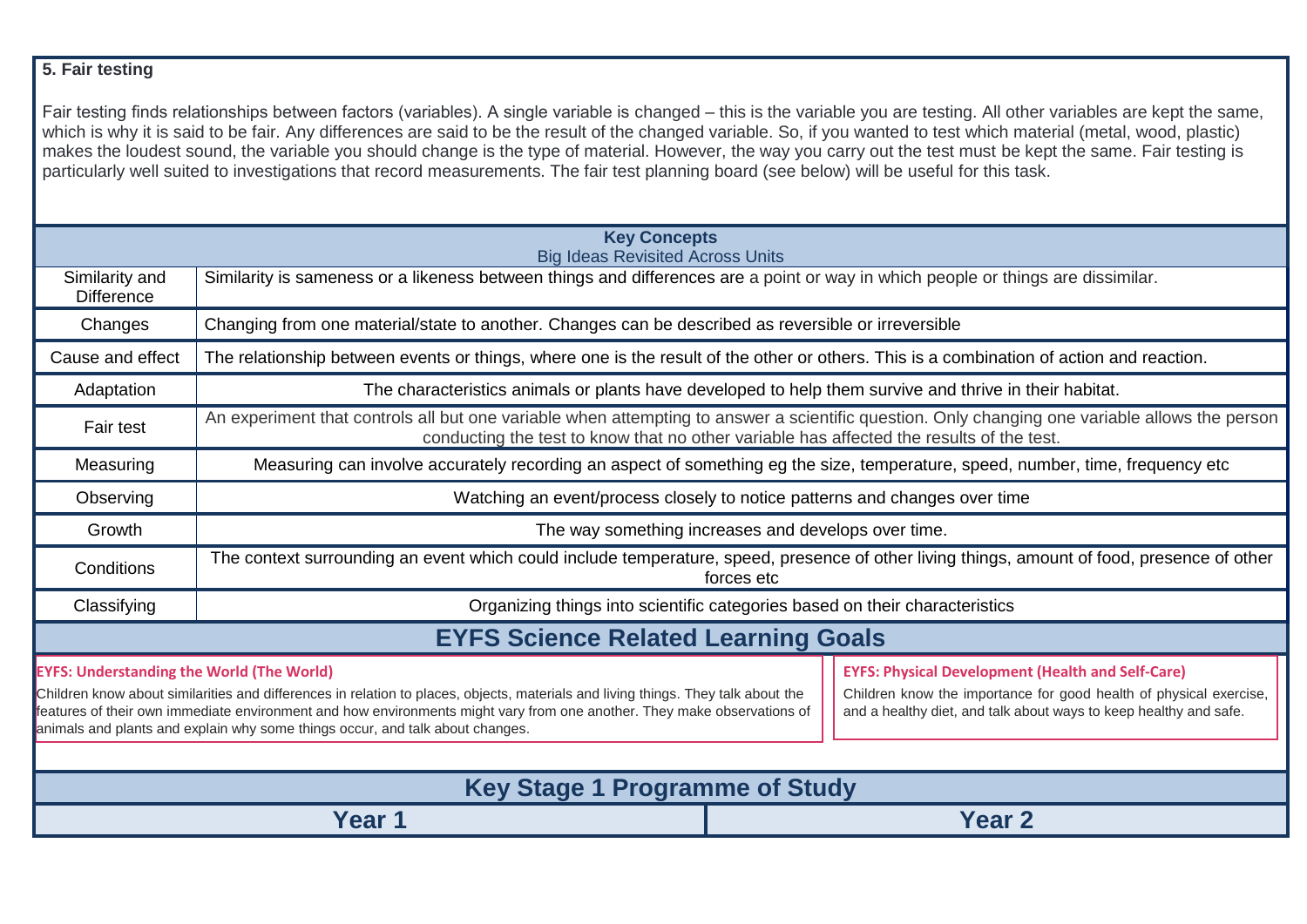**5. Fair testing**

Fair testing finds relationships between factors (variables). A single variable is changed – this is the variable you are testing. All other variables are kept the same, which is why it is said to be fair. Any differences are said to be the result of the changed variable. So, if you wanted to test which material (metal, wood, plastic) makes the loudest sound, the variable you should change is the type of material. However, the way you carry out the test must be kept the same. Fair testing is particularly well suited to investigations that record measurements. The fair test planning board (see below) will be useful for this task.

| **Key Concepts**<br>Big Ideas Revisited Across Units | |
|---|---|
| Similarity and Difference | Similarity is sameness or a likeness between things and differences are a point or way in which people or things are dissimilar. |
| Changes | Changing from one material/state to another. Changes can be described as reversible or irreversible |
| Cause and effect | The relationship between events or things, where one is the result of the other or others. This is a combination of action and reaction. |
| Adaptation | The characteristics animals or plants have developed to help them survive and thrive in their habitat. |
| Fair test | An experiment that controls all but one variable when attempting to answer a scientific question. Only changing one variable allows the person conducting the test to know that no other variable has affected the results of the test. |
| Measuring | Measuring can involve accurately recording an aspect of something eg the size, temperature, speed, number, time, frequency etc |
| Observing | Watching an event/process closely to notice patterns and changes over time |
| Growth | The way something increases and develops over time. |
| Conditions | The context surrounding an event which could include temperature, speed, presence of other living things, amount of food, presence of other forces etc |
| Classifying | Organizing things into scientific categories based on their characteristics |

## EYFS Science Related Learning Goals

**EYFS: Understanding the World (The World)**

Children know about similarities and differences in relation to places, objects, materials and living things. They talk about the features of their own immediate environment and how environments might vary from one another. They make observations of animals and plants and explain why some things occur, and talk about changes.

**EYFS: Physical Development (Health and Self-Care)**

Children know the importance for good health of physical exercise, and a healthy diet, and talk about ways to keep healthy and safe.

## Key Stage 1 Programme of Study

| Year 1 | Year 2 |
|---|---|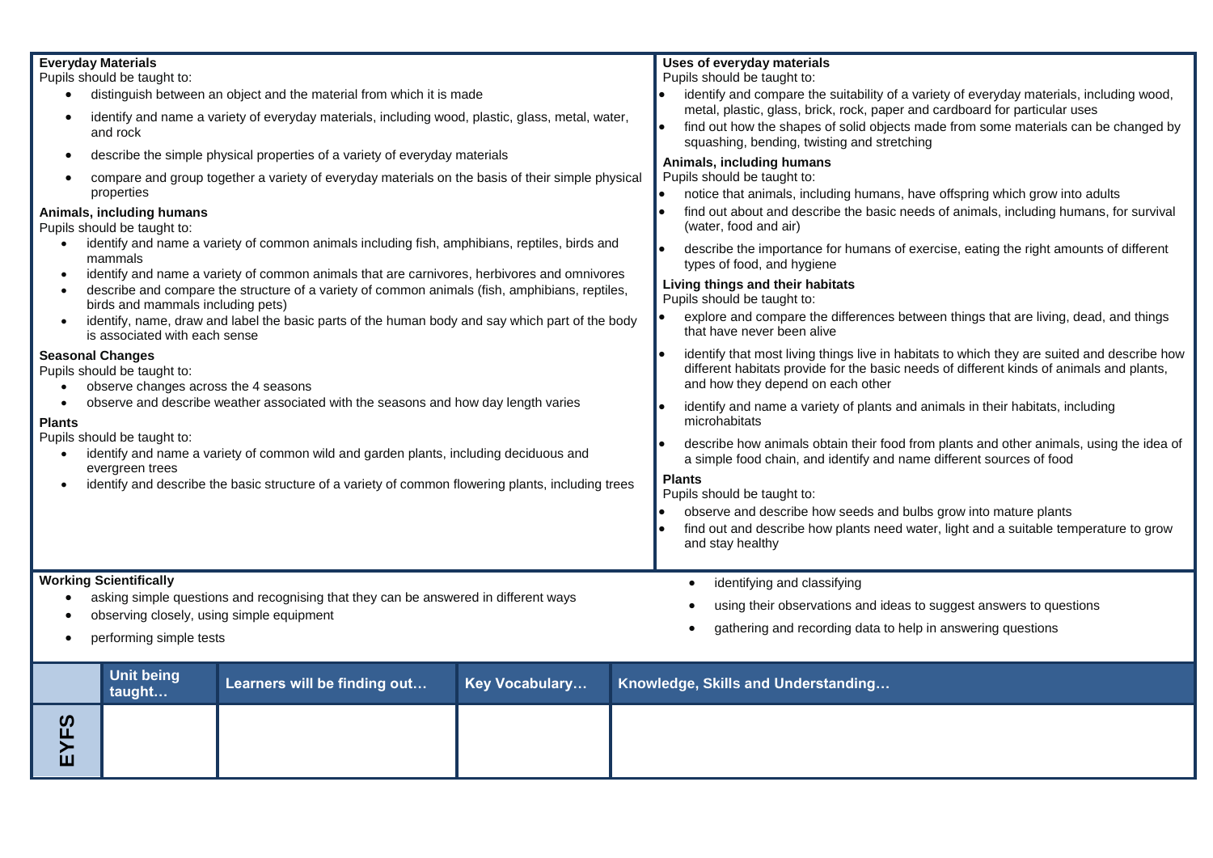**Everyday Materials**

Pupils should be taught to:

- distinguish between an object and the material from which it is made
- identify and name a variety of everyday materials, including wood, plastic, glass, metal, water, and rock
- describe the simple physical properties of a variety of everyday materials
- compare and group together a variety of everyday materials on the basis of their simple physical properties

**Animals, including humans**

Pupils should be taught to:

- identify and name a variety of common animals including fish, amphibians, reptiles, birds and mammals
- identify and name a variety of common animals that are carnivores, herbivores and omnivores
- describe and compare the structure of a variety of common animals (fish, amphibians, reptiles, birds and mammals including pets)
- identify, name, draw and label the basic parts of the human body and say which part of the body is associated with each sense

**Seasonal Changes**

Pupils should be taught to:

- observe changes across the 4 seasons
- observe and describe weather associated with the seasons and how day length varies

**Plants**

Pupils should be taught to:

- identify and name a variety of common wild and garden plants, including deciduous and evergreen trees
- identify and describe the basic structure of a variety of common flowering plants, including trees

**Uses of everyday materials**

Pupils should be taught to:

- identify and compare the suitability of a variety of everyday materials, including wood, metal, plastic, glass, brick, rock, paper and cardboard for particular uses
- find out how the shapes of solid objects made from some materials can be changed by squashing, bending, twisting and stretching

**Animals, including humans**

Pupils should be taught to:

- notice that animals, including humans, have offspring which grow into adults
- find out about and describe the basic needs of animals, including humans, for survival (water, food and air)
- describe the importance for humans of exercise, eating the right amounts of different types of food, and hygiene

**Living things and their habitats**

Pupils should be taught to:

- explore and compare the differences between things that are living, dead, and things that have never been alive
- identify that most living things live in habitats to which they are suited and describe how different habitats provide for the basic needs of different kinds of animals and plants, and how they depend on each other
- identify and name a variety of plants and animals in their habitats, including microhabitats
- describe how animals obtain their food from plants and other animals, using the idea of a simple food chain, and identify and name different sources of food

**Plants**

Pupils should be taught to:

- observe and describe how seeds and bulbs grow into mature plants
- find out and describe how plants need water, light and a suitable temperature to grow and stay healthy

**Working Scientifically**

- asking simple questions and recognising that they can be answered in different ways
- observing closely, using simple equipment
- performing simple tests
- identifying and classifying
- using their observations and ideas to suggest answers to questions
- gathering and recording data to help in answering questions

| | Unit being taught… | Learners will be finding out… | Key Vocabulary… | Knowledge, Skills and Understanding… |
|---|---|---|---|---|
| EYFS | | | | |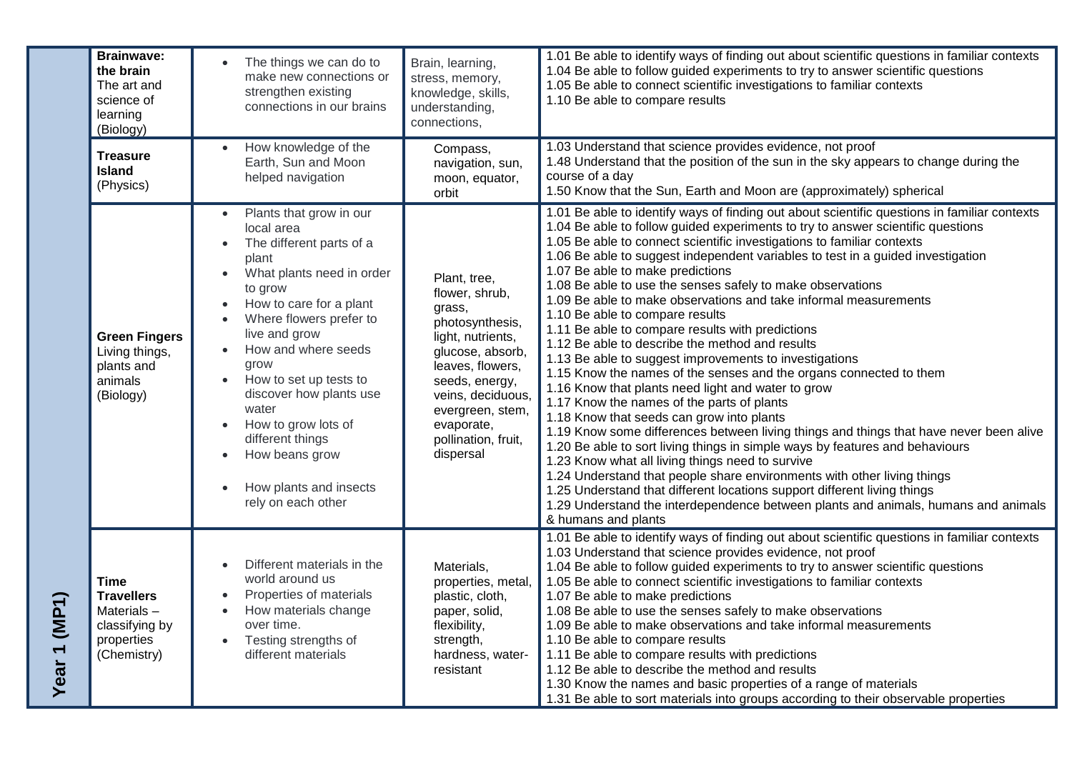| Year 1 (MP1) | Topic | Content | Vocabulary | Objectives |
|---|---|---|---|---|
| | **Brainwave: the brain** The art and science of learning (Biology) | • The things we can do to make new connections or strengthen existing connections in our brains | Brain, learning, stress, memory, knowledge, skills, understanding, connections, | 1.01 Be able to identify ways of finding out about scientific questions in familiar contexts<br>1.04 Be able to follow guided experiments to try to answer scientific questions<br>1.05 Be able to connect scientific investigations to familiar contexts<br>1.10 Be able to compare results |
| | **Treasure Island** (Physics) | • How knowledge of the Earth, Sun and Moon helped navigation | Compass, navigation, sun, moon, equator, orbit | 1.03 Understand that science provides evidence, not proof<br>1.48 Understand that the position of the sun in the sky appears to change during the course of a day<br>1.50 Know that the Sun, Earth and Moon are (approximately) spherical |
| | **Green Fingers** Living things, plants and animals (Biology) | • Plants that grow in our local area<br>• The different parts of a plant<br>• What plants need in order to grow<br>• How to care for a plant<br>• Where flowers prefer to live and grow<br>• How and where seeds grow<br>• How to set up tests to discover how plants use water<br>• How to grow lots of different things<br>• How beans grow<br>• How plants and insects rely on each other | Plant, tree, flower, shrub, grass, photosynthesis, light, nutrients, glucose, absorb, leaves, flowers, seeds, energy, veins, deciduous, evergreen, stem, evaporate, pollination, fruit, dispersal | 1.01 Be able to identify ways of finding out about scientific questions in familiar contexts<br>1.04 Be able to follow guided experiments to try to answer scientific questions<br>1.05 Be able to connect scientific investigations to familiar contexts<br>1.06 Be able to suggest independent variables to test in a guided investigation<br>1.07 Be able to make predictions<br>1.08 Be able to use the senses safely to make observations<br>1.09 Be able to make observations and take informal measurements<br>1.10 Be able to compare results<br>1.11 Be able to compare results with predictions<br>1.12 Be able to describe the method and results<br>1.13 Be able to suggest improvements to investigations<br>1.15 Know the names of the senses and the organs connected to them<br>1.16 Know that plants need light and water to grow<br>1.17 Know the names of the parts of plants<br>1.18 Know that seeds can grow into plants<br>1.19 Know some differences between living things and things that have never been alive<br>1.20 Be able to sort living things in simple ways by features and behaviours<br>1.23 Know what all living things need to survive<br>1.24 Understand that people share environments with other living things<br>1.25 Understand that different locations support different living things<br>1.29 Understand the interdependence between plants and animals, humans and animals & humans and plants |
| | **Time Travellers** Materials – classifying by properties (Chemistry) | • Different materials in the world around us<br>• Properties of materials<br>• How materials change over time.<br>• Testing strengths of different materials | Materials, properties, metal, plastic, cloth, paper, solid, flexibility, strength, hardness, water-resistant | 1.01 Be able to identify ways of finding out about scientific questions in familiar contexts<br>1.03 Understand that science provides evidence, not proof<br>1.04 Be able to follow guided experiments to try to answer scientific questions<br>1.05 Be able to connect scientific investigations to familiar contexts<br>1.07 Be able to make predictions<br>1.08 Be able to use the senses safely to make observations<br>1.09 Be able to make observations and take informal measurements<br>1.10 Be able to compare results<br>1.11 Be able to compare results with predictions<br>1.12 Be able to describe the method and results<br>1.30 Know the names and basic properties of a range of materials<br>1.31 Be able to sort materials into groups according to their observable properties |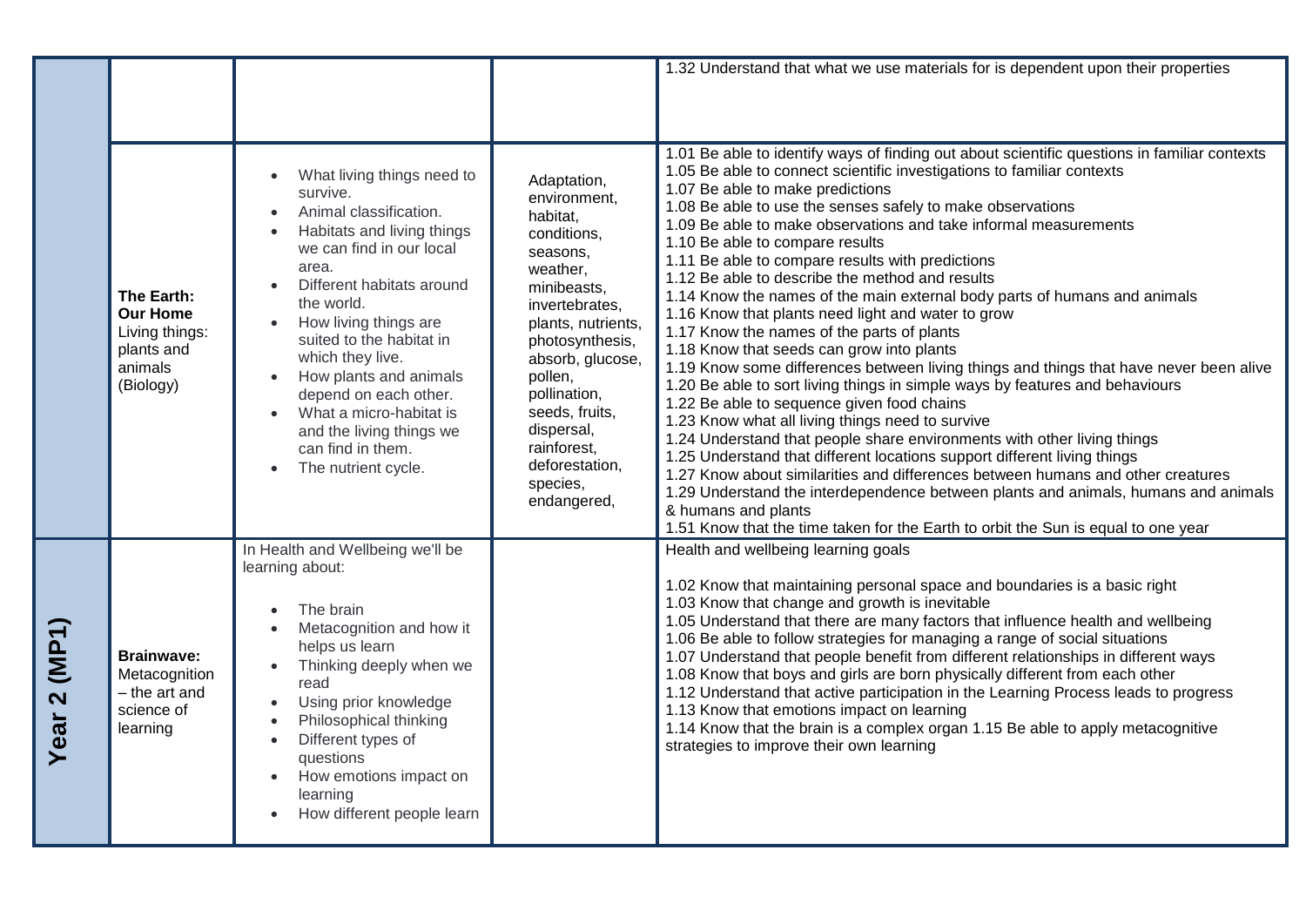| | | | | |
|---|---|---|---|---|
| | | | | 1.32 Understand that what we use materials for is dependent upon their properties |
| | **The Earth: Our Home** Living things: plants and animals (Biology) | • What living things need to survive.<br>• Animal classification.<br>• Habitats and living things we can find in our local area.<br>• Different habitats around the world.<br>• How living things are suited to the habitat in which they live.<br>• How plants and animals depend on each other.<br>• What a micro-habitat is and the living things we can find in them.<br>• The nutrient cycle. | Adaptation, environment, habitat, conditions, seasons, weather, minibeasts, invertebrates, plants, nutrients, photosynthesis, absorb, glucose, pollen, pollination, seeds, fruits, dispersal, rainforest, deforestation, species, endangered, | 1.01 Be able to identify ways of finding out about scientific questions in familiar contexts<br>1.05 Be able to connect scientific investigations to familiar contexts<br>1.07 Be able to make predictions<br>1.08 Be able to use the senses safely to make observations<br>1.09 Be able to make observations and take informal measurements<br>1.10 Be able to compare results<br>1.11 Be able to compare results with predictions<br>1.12 Be able to describe the method and results<br>1.14 Know the names of the main external body parts of humans and animals<br>1.16 Know that plants need light and water to grow<br>1.17 Know the names of the parts of plants<br>1.18 Know that seeds can grow into plants<br>1.19 Know some differences between living things and things that have never been alive<br>1.20 Be able to sort living things in simple ways by features and behaviours<br>1.22 Be able to sequence given food chains<br>1.23 Know what all living things need to survive<br>1.24 Understand that people share environments with other living things<br>1.25 Understand that different locations support different living things<br>1.27 Know about similarities and differences between humans and other creatures<br>1.29 Understand the interdependence between plants and animals, humans and animals & humans and plants<br>1.51 Know that the time taken for the Earth to orbit the Sun is equal to one year |
| **Year 2 (MP1)** | **Brainwave:** Metacognition – the art and science of learning | In Health and Wellbeing we'll be learning about:<br>• The brain<br>• Metacognition and how it helps us learn<br>• Thinking deeply when we read<br>• Using prior knowledge<br>• Philosophical thinking<br>• Different types of questions<br>• How emotions impact on learning<br>• How different people learn | | Health and wellbeing learning goals<br><br>1.02 Know that maintaining personal space and boundaries is a basic right<br>1.03 Know that change and growth is inevitable<br>1.05 Understand that there are many factors that influence health and wellbeing<br>1.06 Be able to follow strategies for managing a range of social situations<br>1.07 Understand that people benefit from different relationships in different ways<br>1.08 Know that boys and girls are born physically different from each other<br>1.12 Understand that active participation in the Learning Process leads to progress<br>1.13 Know that emotions impact on learning<br>1.14 Know that the brain is a complex organ 1.15 Be able to apply metacognitive strategies to improve their own learning |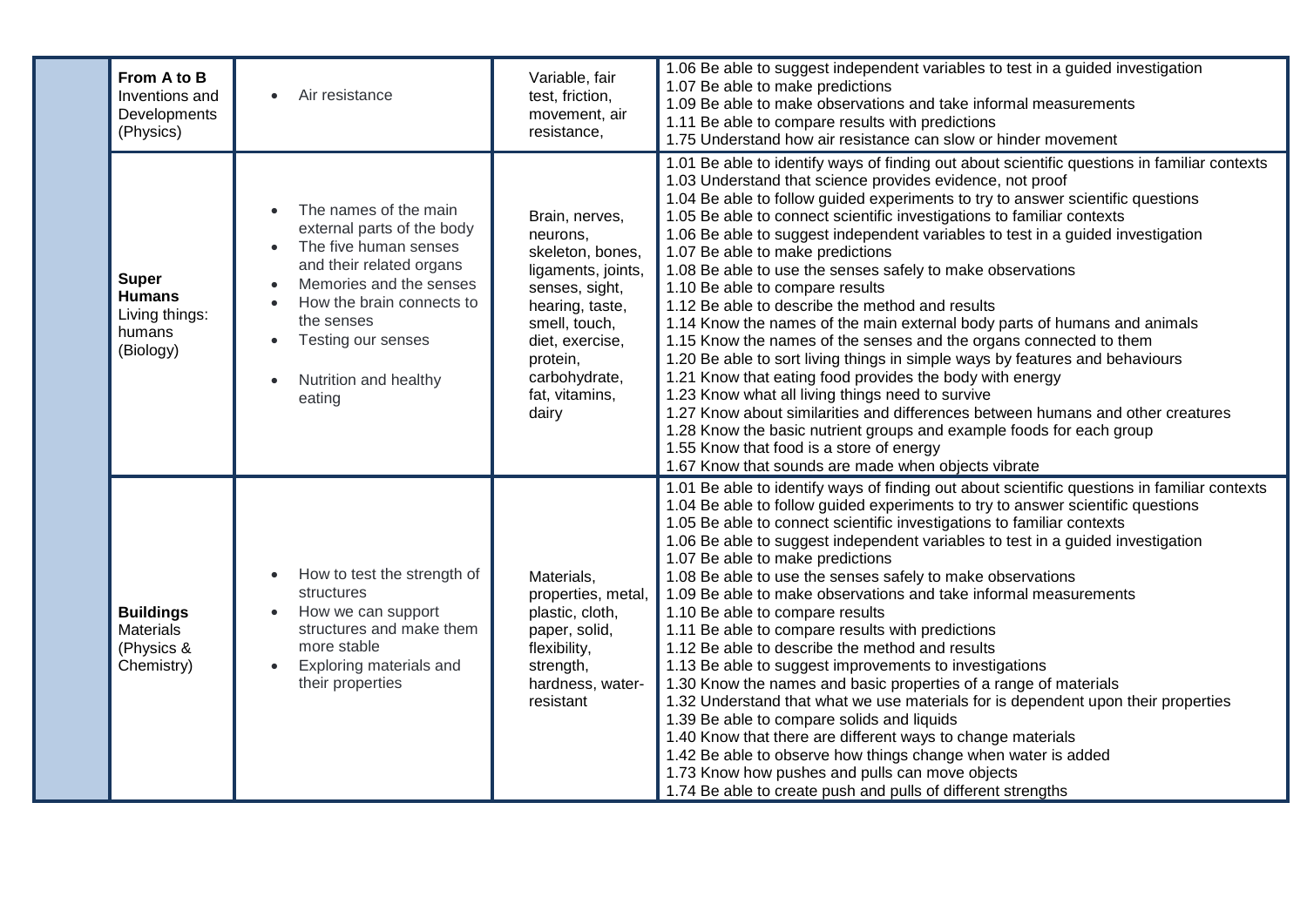| | | | | |
|---|---|---|---|---|
| | **From A to B** Inventions and Developments (Physics) | • Air resistance | Variable, fair test, friction, movement, air resistance, | 1.06 Be able to suggest independent variables to test in a guided investigation<br>1.07 Be able to make predictions<br>1.09 Be able to make observations and take informal measurements<br>1.11 Be able to compare results with predictions<br>1.75 Understand how air resistance can slow or hinder movement |
| | **Super Humans** Living things: humans (Biology) | • The names of the main external parts of the body<br>• The five human senses and their related organs<br>• Memories and the senses<br>• How the brain connects to the senses<br>• Testing our senses<br>• Nutrition and healthy eating | Brain, nerves, neurons, skeleton, bones, ligaments, joints, senses, sight, hearing, taste, smell, touch, diet, exercise, protein, carbohydrate, fat, vitamins, dairy | 1.01 Be able to identify ways of finding out about scientific questions in familiar contexts<br>1.03 Understand that science provides evidence, not proof<br>1.04 Be able to follow guided experiments to try to answer scientific questions<br>1.05 Be able to connect scientific investigations to familiar contexts<br>1.06 Be able to suggest independent variables to test in a guided investigation<br>1.07 Be able to make predictions<br>1.08 Be able to use the senses safely to make observations<br>1.10 Be able to compare results<br>1.12 Be able to describe the method and results<br>1.14 Know the names of the main external body parts of humans and animals<br>1.15 Know the names of the senses and the organs connected to them<br>1.20 Be able to sort living things in simple ways by features and behaviours<br>1.21 Know that eating food provides the body with energy<br>1.23 Know what all living things need to survive<br>1.27 Know about similarities and differences between humans and other creatures<br>1.28 Know the basic nutrient groups and example foods for each group<br>1.55 Know that food is a store of energy<br>1.67 Know that sounds are made when objects vibrate |
| | **Buildings** Materials (Physics & Chemistry) | • How to test the strength of structures<br>• How we can support structures and make them more stable<br>• Exploring materials and their properties | Materials, properties, metal, plastic, cloth, paper, solid, flexibility, strength, hardness, water-resistant | 1.01 Be able to identify ways of finding out about scientific questions in familiar contexts<br>1.04 Be able to follow guided experiments to try to answer scientific questions<br>1.05 Be able to connect scientific investigations to familiar contexts<br>1.06 Be able to suggest independent variables to test in a guided investigation<br>1.07 Be able to make predictions<br>1.08 Be able to use the senses safely to make observations<br>1.09 Be able to make observations and take informal measurements<br>1.10 Be able to compare results<br>1.11 Be able to compare results with predictions<br>1.12 Be able to describe the method and results<br>1.13 Be able to suggest improvements to investigations<br>1.30 Know the names and basic properties of a range of materials<br>1.32 Understand that what we use materials for is dependent upon their properties<br>1.39 Be able to compare solids and liquids<br>1.40 Know that there are different ways to change materials<br>1.42 Be able to observe how things change when water is added<br>1.73 Know how pushes and pulls can move objects<br>1.74 Be able to create push and pulls of different strengths |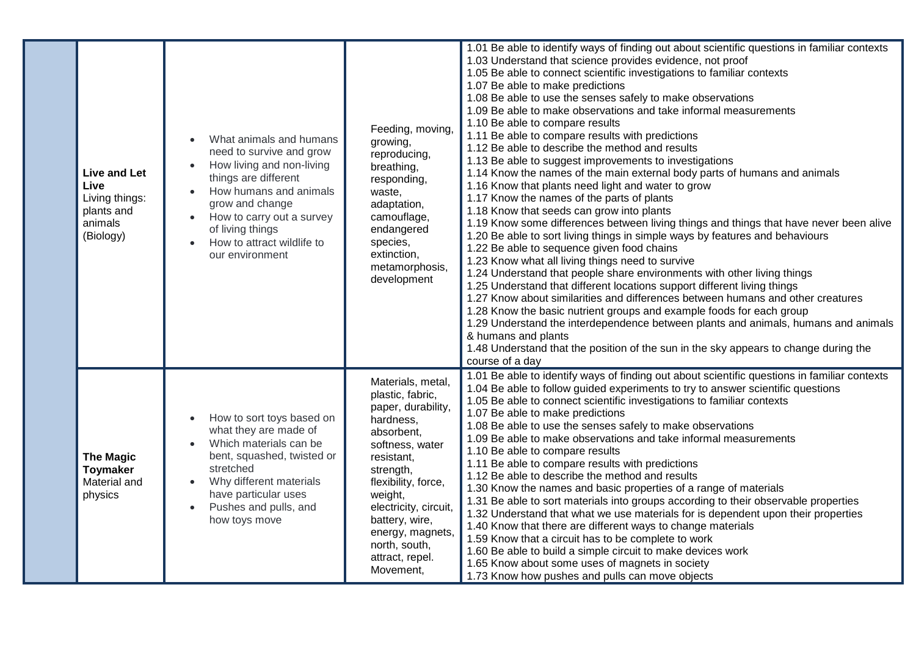| | | | | |
|---|---|---|---|---|
| | **Live and Let Live** Living things: plants and animals (Biology) | • What animals and humans need to survive and grow<br>• How living and non-living things are different<br>• How humans and animals grow and change<br>• How to carry out a survey of living things<br>• How to attract wildlife to our environment | Feeding, moving, growing, reproducing, breathing, responding, waste, adaptation, camouflage, endangered species, extinction, metamorphosis, development | 1.01 Be able to identify ways of finding out about scientific questions in familiar contexts<br>1.03 Understand that science provides evidence, not proof<br>1.05 Be able to connect scientific investigations to familiar contexts<br>1.07 Be able to make predictions<br>1.08 Be able to use the senses safely to make observations<br>1.09 Be able to make observations and take informal measurements<br>1.10 Be able to compare results<br>1.11 Be able to compare results with predictions<br>1.12 Be able to describe the method and results<br>1.13 Be able to suggest improvements to investigations<br>1.14 Know the names of the main external body parts of humans and animals<br>1.16 Know that plants need light and water to grow<br>1.17 Know the names of the parts of plants<br>1.18 Know that seeds can grow into plants<br>1.19 Know some differences between living things and things that have never been alive<br>1.20 Be able to sort living things in simple ways by features and behaviours<br>1.22 Be able to sequence given food chains<br>1.23 Know what all living things need to survive<br>1.24 Understand that people share environments with other living things<br>1.25 Understand that different locations support different living things<br>1.27 Know about similarities and differences between humans and other creatures<br>1.28 Know the basic nutrient groups and example foods for each group<br>1.29 Understand the interdependence between plants and animals, humans and animals & humans and plants<br>1.48 Understand that the position of the sun in the sky appears to change during the course of a day |
| | **The Magic Toymaker** Material and physics | • How to sort toys based on what they are made of<br>• Which materials can be bent, squashed, twisted or stretched<br>• Why different materials have particular uses<br>• Pushes and pulls, and how toys move | Materials, metal, plastic, fabric, paper, durability, hardness, absorbent, softness, water resistant, strength, flexibility, force, weight, electricity, circuit, battery, wire, energy, magnets, north, south, attract, repel. Movement, | 1.01 Be able to identify ways of finding out about scientific questions in familiar contexts<br>1.04 Be able to follow guided experiments to try to answer scientific questions<br>1.05 Be able to connect scientific investigations to familiar contexts<br>1.07 Be able to make predictions<br>1.08 Be able to use the senses safely to make observations<br>1.09 Be able to make observations and take informal measurements<br>1.10 Be able to compare results<br>1.11 Be able to compare results with predictions<br>1.12 Be able to describe the method and results<br>1.30 Know the names and basic properties of a range of materials<br>1.31 Be able to sort materials into groups according to their observable properties<br>1.32 Understand that what we use materials for is dependent upon their properties<br>1.40 Know that there are different ways to change materials<br>1.59 Know that a circuit has to be complete to work<br>1.60 Be able to build a simple circuit to make devices work<br>1.65 Know about some uses of magnets in society<br>1.73 Know how pushes and pulls can move objects |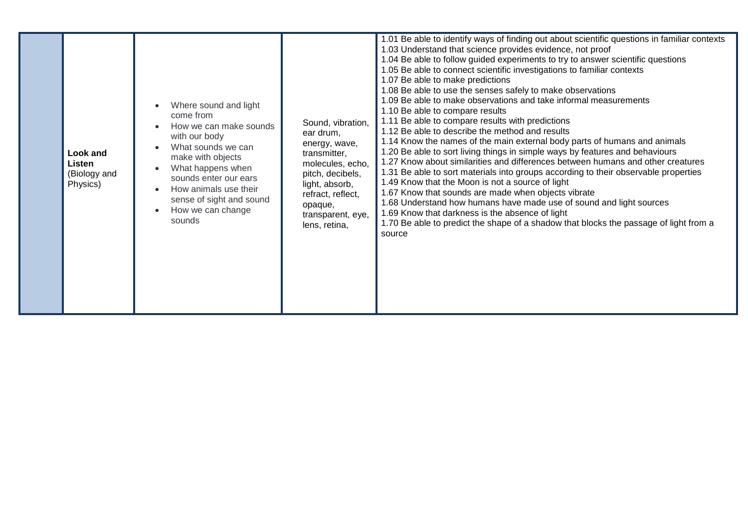|  | **Look and Listen** (Biology and Physics) | <ul><li>Where sound and light come from</li><li>How we can make sounds with our body</li><li>What sounds we can make with objects</li><li>What happens when sounds enter our ears</li><li>How animals use their sense of sight and sound</li><li>How we can change sounds</li></ul> | Sound, vibration, ear drum, energy, wave, transmitter, molecules, echo, pitch, decibels, light, absorb, refract, reflect, opaque, transparent, eye, lens, retina, | 1.01 Be able to identify ways of finding out about scientific questions in familiar contexts<br>1.03 Understand that science provides evidence, not proof<br>1.04 Be able to follow guided experiments to try to answer scientific questions<br>1.05 Be able to connect scientific investigations to familiar contexts<br>1.07 Be able to make predictions<br>1.08 Be able to use the senses safely to make observations<br>1.09 Be able to make observations and take informal measurements<br>1.10 Be able to compare results<br>1.11 Be able to compare results with predictions<br>1.12 Be able to describe the method and results<br>1.14 Know the names of the main external body parts of humans and animals<br>1.20 Be able to sort living things in simple ways by features and behaviours<br>1.27 Know about similarities and differences between humans and other creatures<br>1.31 Be able to sort materials into groups according to their observable properties<br>1.49 Know that the Moon is not a source of light<br>1.67 Know that sounds are made when objects vibrate<br>1.68 Understand how humans have made use of sound and light sources<br>1.69 Know that darkness is the absence of light<br>1.70 Be able to predict the shape of a shadow that blocks the passage of light from a source |
|---|---|---|---|---|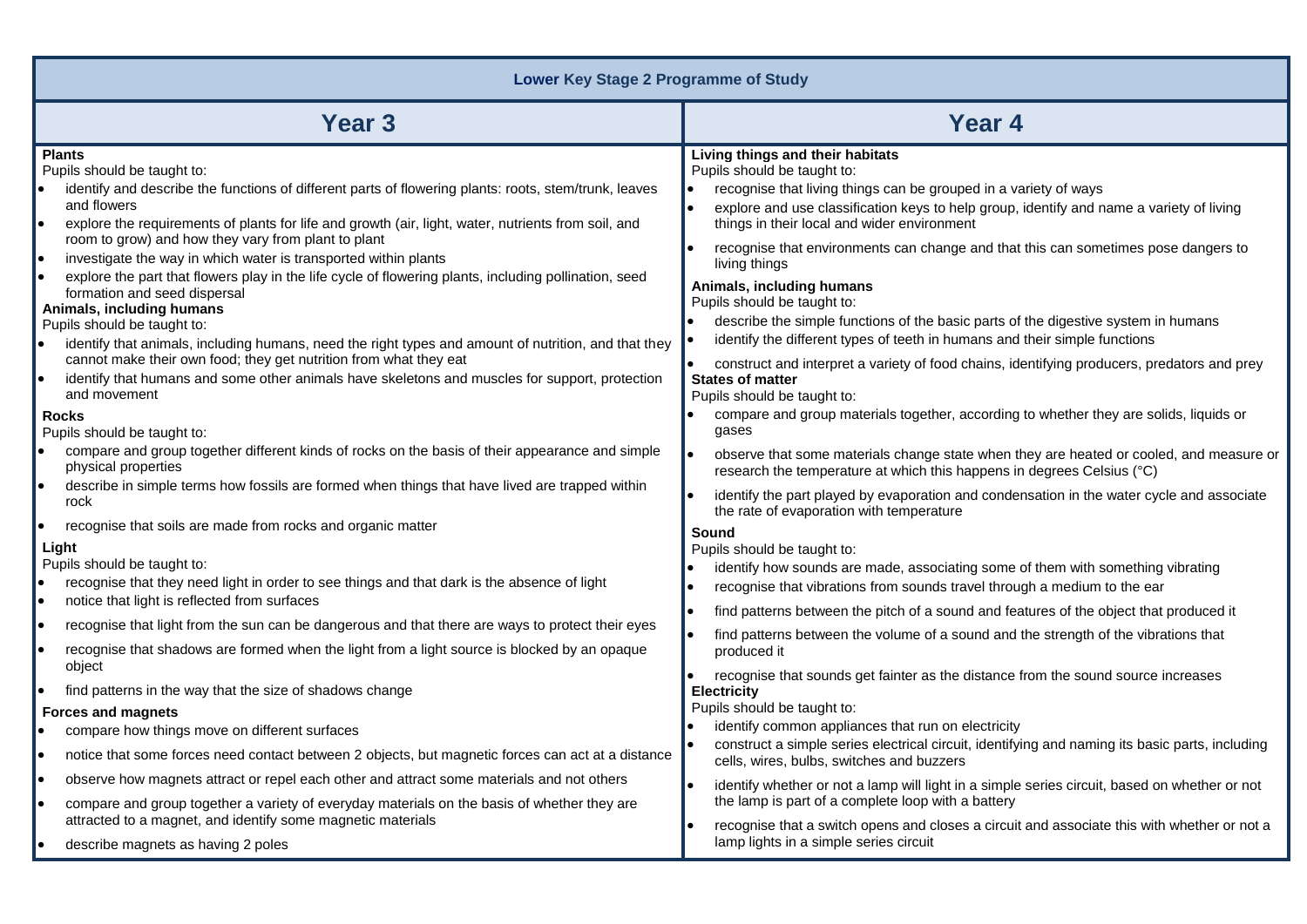# Lower Key Stage 2 Programme of Study

## Year 3

**Plants**

Pupils should be taught to:

- identify and describe the functions of different parts of flowering plants: roots, stem/trunk, leaves and flowers
- explore the requirements of plants for life and growth (air, light, water, nutrients from soil, and room to grow) and how they vary from plant to plant
- investigate the way in which water is transported within plants
- explore the part that flowers play in the life cycle of flowering plants, including pollination, seed formation and seed dispersal

**Animals, including humans**

Pupils should be taught to:

- identify that animals, including humans, need the right types and amount of nutrition, and that they cannot make their own food; they get nutrition from what they eat
- identify that humans and some other animals have skeletons and muscles for support, protection and movement

**Rocks**

Pupils should be taught to:

- compare and group together different kinds of rocks on the basis of their appearance and simple physical properties
- describe in simple terms how fossils are formed when things that have lived are trapped within rock
- recognise that soils are made from rocks and organic matter

**Light**

Pupils should be taught to:

- recognise that they need light in order to see things and that dark is the absence of light
- notice that light is reflected from surfaces
- recognise that light from the sun can be dangerous and that there are ways to protect their eyes
- recognise that shadows are formed when the light from a light source is blocked by an opaque object
- find patterns in the way that the size of shadows change

**Forces and magnets**

- compare how things move on different surfaces
- notice that some forces need contact between 2 objects, but magnetic forces can act at a distance
- observe how magnets attract or repel each other and attract some materials and not others
- compare and group together a variety of everyday materials on the basis of whether they are attracted to a magnet, and identify some magnetic materials
- describe magnets as having 2 poles

## Year 4

**Living things and their habitats**

Pupils should be taught to:

- recognise that living things can be grouped in a variety of ways
- explore and use classification keys to help group, identify and name a variety of living things in their local and wider environment
- recognise that environments can change and that this can sometimes pose dangers to living things

**Animals, including humans**

Pupils should be taught to:

- describe the simple functions of the basic parts of the digestive system in humans
- identify the different types of teeth in humans and their simple functions
- construct and interpret a variety of food chains, identifying producers, predators and prey

**States of matter**

Pupils should be taught to:

- compare and group materials together, according to whether they are solids, liquids or gases
- observe that some materials change state when they are heated or cooled, and measure or research the temperature at which this happens in degrees Celsius (°C)
- identify the part played by evaporation and condensation in the water cycle and associate the rate of evaporation with temperature

**Sound**

Pupils should be taught to:

- identify how sounds are made, associating some of them with something vibrating
- recognise that vibrations from sounds travel through a medium to the ear
- find patterns between the pitch of a sound and features of the object that produced it
- find patterns between the volume of a sound and the strength of the vibrations that produced it
- recognise that sounds get fainter as the distance from the sound source increases

**Electricity**

Pupils should be taught to:

- identify common appliances that run on electricity
- construct a simple series electrical circuit, identifying and naming its basic parts, including cells, wires, bulbs, switches and buzzers
- identify whether or not a lamp will light in a simple series circuit, based on whether or not the lamp is part of a complete loop with a battery
- recognise that a switch opens and closes a circuit and associate this with whether or not a lamp lights in a simple series circuit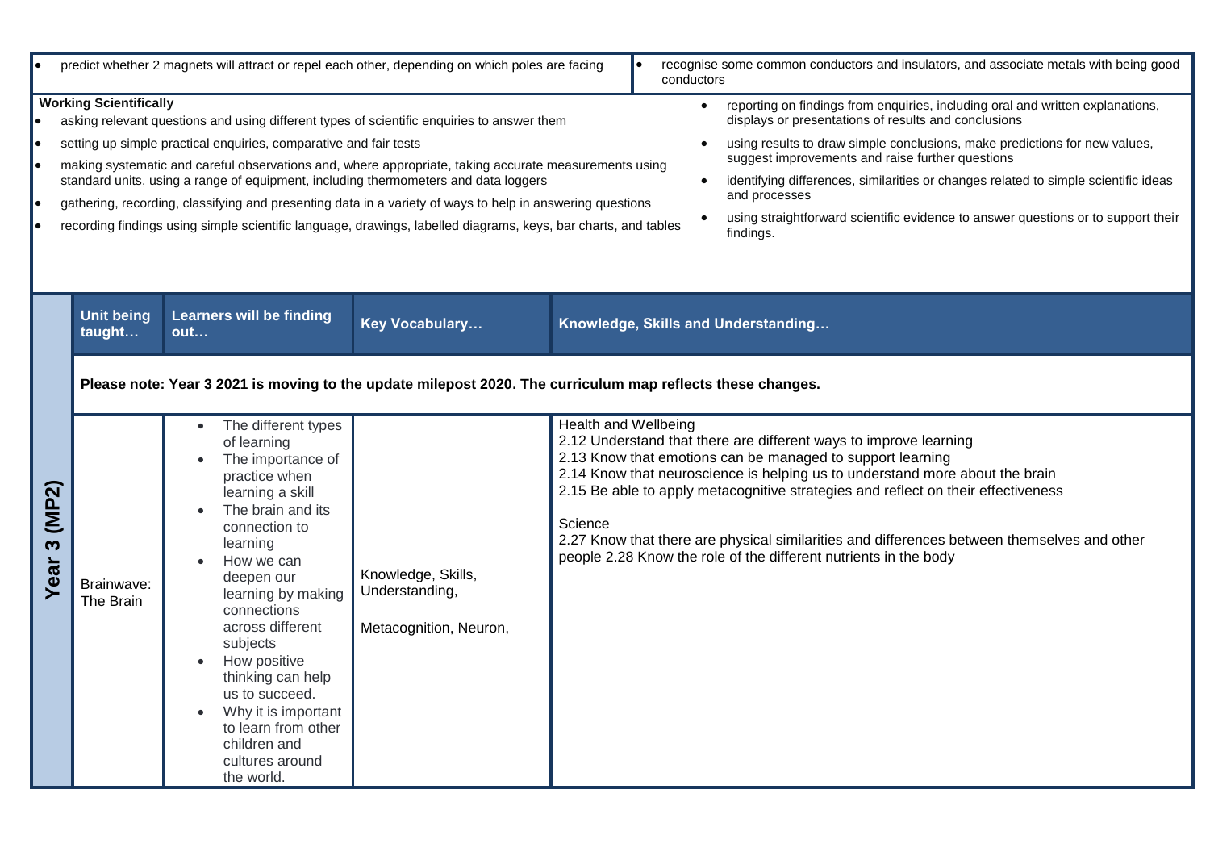| | |
|---|---|
| predict whether 2 magnets will attract or repel each other, depending on which poles are facing | recognise some common conductors and insulators, and associate metals with being good conductors |

**Working Scientifically**

- asking relevant questions and using different types of scientific enquiries to answer them
- setting up simple practical enquiries, comparative and fair tests
- making systematic and careful observations and, where appropriate, taking accurate measurements using standard units, using a range of equipment, including thermometers and data loggers
- gathering, recording, classifying and presenting data in a variety of ways to help in answering questions
- recording findings using simple scientific language, drawings, labelled diagrams, keys, bar charts, and tables
- reporting on findings from enquiries, including oral and written explanations, displays or presentations of results and conclusions
- using results to draw simple conclusions, make predictions for new values, suggest improvements and raise further questions
- identifying differences, similarities or changes related to simple scientific ideas and processes
- using straightforward scientific evidence to answer questions or to support their findings.

| | Unit being taught… | Learners will be finding out… | Key Vocabulary… | Knowledge, Skills and Understanding… |
|---|---|---|---|---|
| **Year 3 (MP2)** | **Please note: Year 3 2021 is moving to the update milepost 2020. The curriculum map reflects these changes.** | | | |
| | Brainwave: The Brain | • The different types of learning<br>• The importance of practice when learning a skill<br>• The brain and its connection to learning<br>• How we can deepen our learning by making connections across different subjects<br>• How positive thinking can help us to succeed.<br>• Why it is important to learn from other children and cultures around the world. | Knowledge, Skills, Understanding,<br><br>Metacognition, Neuron, | Health and Wellbeing<br>2.12 Understand that there are different ways to improve learning<br>2.13 Know that emotions can be managed to support learning<br>2.14 Know that neuroscience is helping us to understand more about the brain<br>2.15 Be able to apply metacognitive strategies and reflect on their effectiveness<br><br>Science<br>2.27 Know that there are physical similarities and differences between themselves and other people 2.28 Know the role of the different nutrients in the body |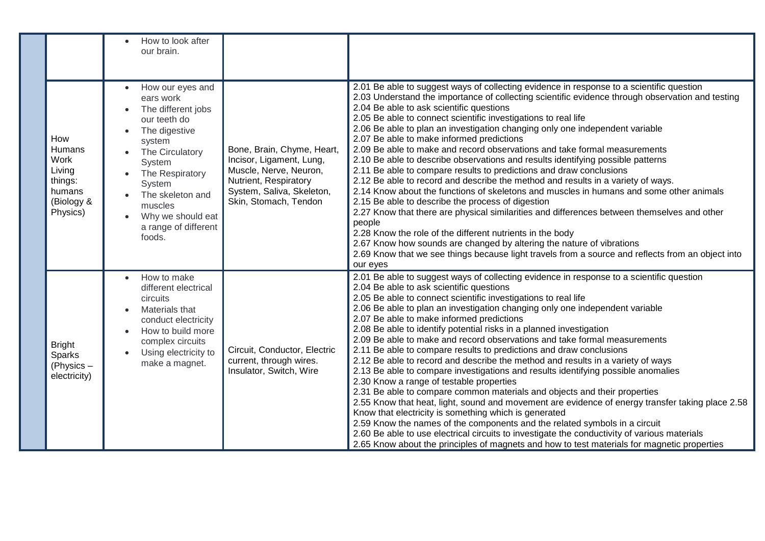| | | | | |
|---|---|---|---|---|
| | | • How to look after our brain. | | |
| | How Humans Work Living things: humans (Biology & Physics) | • How our eyes and ears work<br>• The different jobs our teeth do<br>• The digestive system<br>• The Circulatory System<br>• The Respiratory System<br>• The skeleton and muscles<br>• Why we should eat a range of different foods. | Bone, Brain, Chyme, Heart, Incisor, Ligament, Lung, Muscle, Nerve, Neuron, Nutrient, Respiratory System, Saliva, Skeleton, Skin, Stomach, Tendon | 2.01 Be able to suggest ways of collecting evidence in response to a scientific question<br>2.03 Understand the importance of collecting scientific evidence through observation and testing<br>2.04 Be able to ask scientific questions<br>2.05 Be able to connect scientific investigations to real life<br>2.06 Be able to plan an investigation changing only one independent variable<br>2.07 Be able to make informed predictions<br>2.09 Be able to make and record observations and take formal measurements<br>2.10 Be able to describe observations and results identifying possible patterns<br>2.11 Be able to compare results to predictions and draw conclusions<br>2.12 Be able to record and describe the method and results in a variety of ways.<br>2.14 Know about the functions of skeletons and muscles in humans and some other animals<br>2.15 Be able to describe the process of digestion<br>2.27 Know that there are physical similarities and differences between themselves and other people<br>2.28 Know the role of the different nutrients in the body<br>2.67 Know how sounds are changed by altering the nature of vibrations<br>2.69 Know that we see things because light travels from a source and reflects from an object into our eyes |
| | Bright Sparks (Physics – electricity) | • How to make different electrical circuits<br>• Materials that conduct electricity<br>• How to build more complex circuits<br>• Using electricity to make a magnet. | Circuit, Conductor, Electric current, through wires. Insulator, Switch, Wire | 2.01 Be able to suggest ways of collecting evidence in response to a scientific question<br>2.04 Be able to ask scientific questions<br>2.05 Be able to connect scientific investigations to real life<br>2.06 Be able to plan an investigation changing only one independent variable<br>2.07 Be able to make informed predictions<br>2.08 Be able to identify potential risks in a planned investigation<br>2.09 Be able to make and record observations and take formal measurements<br>2.11 Be able to compare results to predictions and draw conclusions<br>2.12 Be able to record and describe the method and results in a variety of ways<br>2.13 Be able to compare investigations and results identifying possible anomalies<br>2.30 Know a range of testable properties<br>2.31 Be able to compare common materials and objects and their properties<br>2.55 Know that heat, light, sound and movement are evidence of energy transfer taking place 2.58 Know that electricity is something which is generated<br>2.59 Know the names of the components and the related symbols in a circuit<br>2.60 Be able to use electrical circuits to investigate the conductivity of various materials<br>2.65 Know about the principles of magnets and how to test materials for magnetic properties |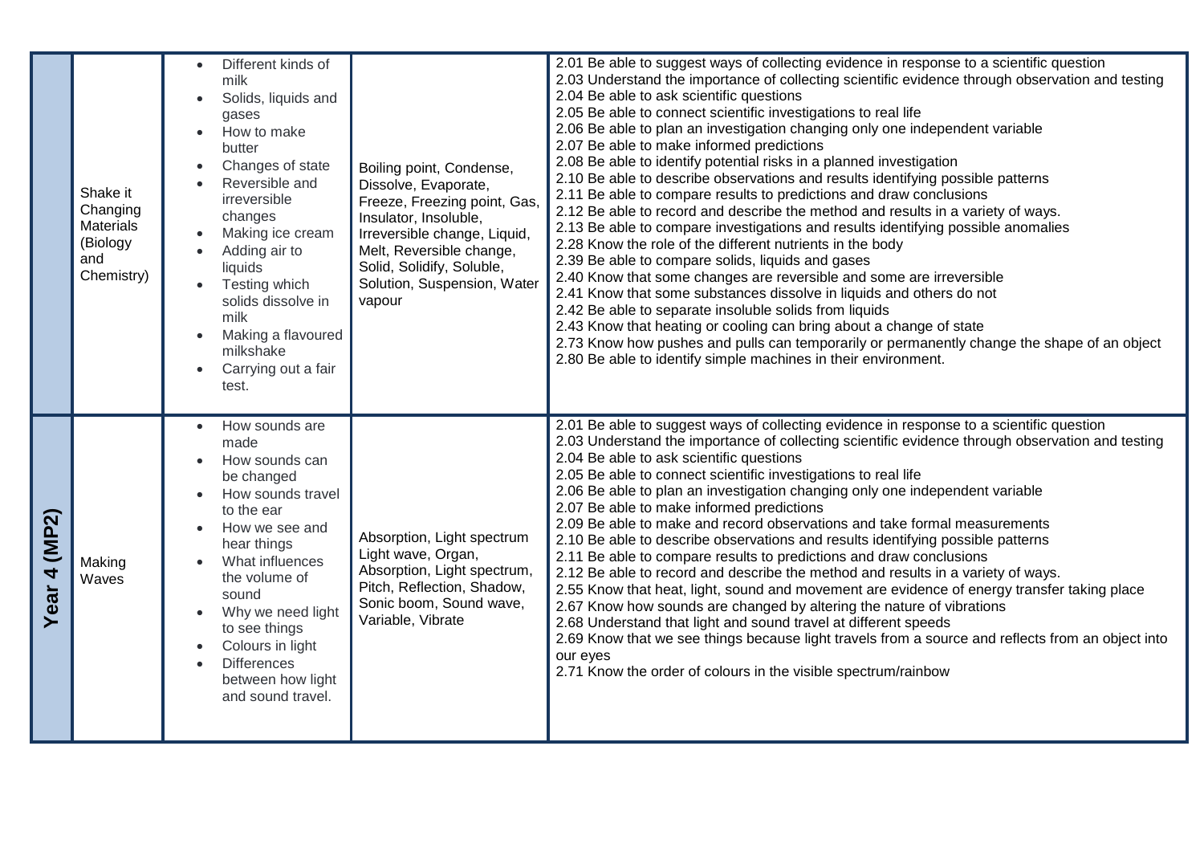| | | | | |
|---|---|---|---|---|
| | Shake it Changing Materials (Biology and Chemistry) | • Different kinds of milk<br>• Solids, liquids and gases<br>• How to make butter<br>• Changes of state<br>• Reversible and irreversible changes<br>• Making ice cream<br>• Adding air to liquids<br>• Testing which solids dissolve in milk<br>• Making a flavoured milkshake<br>• Carrying out a fair test. | Boiling point, Condense, Dissolve, Evaporate, Freeze, Freezing point, Gas, Insulator, Insoluble, Irreversible change, Liquid, Melt, Reversible change, Solid, Solidify, Soluble, Solution, Suspension, Water vapour | 2.01 Be able to suggest ways of collecting evidence in response to a scientific question<br>2.03 Understand the importance of collecting scientific evidence through observation and testing<br>2.04 Be able to ask scientific questions<br>2.05 Be able to connect scientific investigations to real life<br>2.06 Be able to plan an investigation changing only one independent variable<br>2.07 Be able to make informed predictions<br>2.08 Be able to identify potential risks in a planned investigation<br>2.10 Be able to describe observations and results identifying possible patterns<br>2.11 Be able to compare results to predictions and draw conclusions<br>2.12 Be able to record and describe the method and results in a variety of ways.<br>2.13 Be able to compare investigations and results identifying possible anomalies<br>2.28 Know the role of the different nutrients in the body<br>2.39 Be able to compare solids, liquids and gases<br>2.40 Know that some changes are reversible and some are irreversible<br>2.41 Know that some substances dissolve in liquids and others do not<br>2.42 Be able to separate insoluble solids from liquids<br>2.43 Know that heating or cooling can bring about a change of state<br>2.73 Know how pushes and pulls can temporarily or permanently change the shape of an object<br>2.80 Be able to identify simple machines in their environment. |
| Year 4 (MP2) | Making Waves | • How sounds are made<br>• How sounds can be changed<br>• How sounds travel to the ear<br>• How we see and hear things<br>• What influences the volume of sound<br>• Why we need light to see things<br>• Colours in light<br>• Differences between how light and sound travel. | Absorption, Light spectrum Light wave, Organ, Absorption, Light spectrum, Pitch, Reflection, Shadow, Sonic boom, Sound wave, Variable, Vibrate | 2.01 Be able to suggest ways of collecting evidence in response to a scientific question<br>2.03 Understand the importance of collecting scientific evidence through observation and testing<br>2.04 Be able to ask scientific questions<br>2.05 Be able to connect scientific investigations to real life<br>2.06 Be able to plan an investigation changing only one independent variable<br>2.07 Be able to make informed predictions<br>2.09 Be able to make and record observations and take formal measurements<br>2.10 Be able to describe observations and results identifying possible patterns<br>2.11 Be able to compare results to predictions and draw conclusions<br>2.12 Be able to record and describe the method and results in a variety of ways.<br>2.55 Know that heat, light, sound and movement are evidence of energy transfer taking place<br>2.67 Know how sounds are changed by altering the nature of vibrations<br>2.68 Understand that light and sound travel at different speeds<br>2.69 Know that we see things because light travels from a source and reflects from an object into our eyes<br>2.71 Know the order of colours in the visible spectrum/rainbow |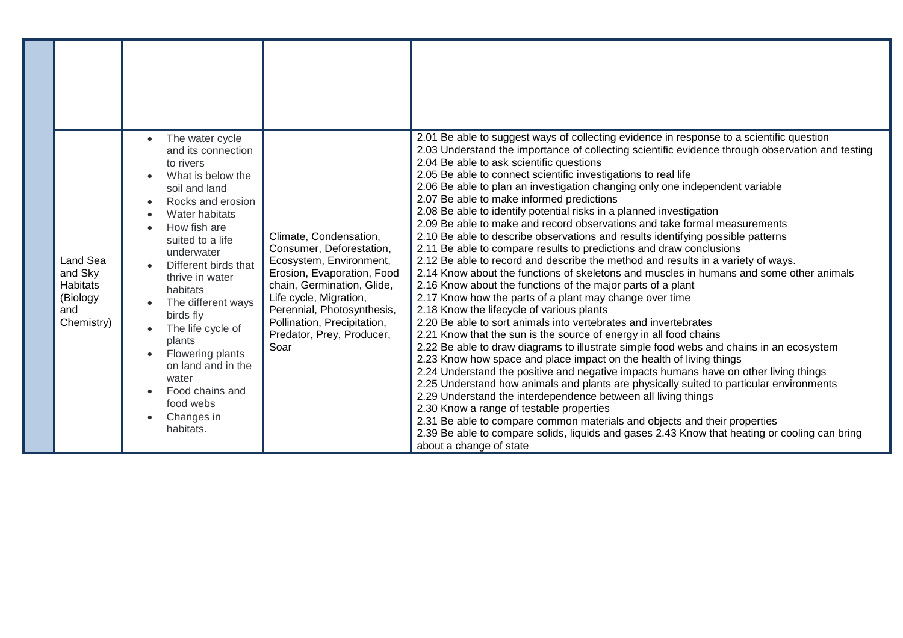| | | | | |
|---|---|---|---|---|
| | | | | |
| | Land Sea and Sky Habitats (Biology and Chemistry) | • The water cycle and its connection to rivers<br>• What is below the soil and land<br>• Rocks and erosion<br>• Water habitats<br>• How fish are suited to a life underwater<br>• Different birds that thrive in water habitats<br>• The different ways birds fly<br>• The life cycle of plants<br>• Flowering plants on land and in the water<br>• Food chains and food webs<br>• Changes in habitats. | Climate, Condensation, Consumer, Deforestation, Ecosystem, Environment, Erosion, Evaporation, Food chain, Germination, Glide, Life cycle, Migration, Perennial, Photosynthesis, Pollination, Precipitation, Predator, Prey, Producer, Soar | 2.01 Be able to suggest ways of collecting evidence in response to a scientific question<br>2.03 Understand the importance of collecting scientific evidence through observation and testing<br>2.04 Be able to ask scientific questions<br>2.05 Be able to connect scientific investigations to real life<br>2.06 Be able to plan an investigation changing only one independent variable<br>2.07 Be able to make informed predictions<br>2.08 Be able to identify potential risks in a planned investigation<br>2.09 Be able to make and record observations and take formal measurements<br>2.10 Be able to describe observations and results identifying possible patterns<br>2.11 Be able to compare results to predictions and draw conclusions<br>2.12 Be able to record and describe the method and results in a variety of ways.<br>2.14 Know about the functions of skeletons and muscles in humans and some other animals<br>2.16 Know about the functions of the major parts of a plant<br>2.17 Know how the parts of a plant may change over time<br>2.18 Know the lifecycle of various plants<br>2.20 Be able to sort animals into vertebrates and invertebrates<br>2.21 Know that the sun is the source of energy in all food chains<br>2.22 Be able to draw diagrams to illustrate simple food webs and chains in an ecosystem<br>2.23 Know how space and place impact on the health of living things<br>2.24 Understand the positive and negative impacts humans have on other living things<br>2.25 Understand how animals and plants are physically suited to particular environments<br>2.29 Understand the interdependence between all living things<br>2.30 Know a range of testable properties<br>2.31 Be able to compare common materials and objects and their properties<br>2.39 Be able to compare solids, liquids and gases 2.43 Know that heating or cooling can bring about a change of state |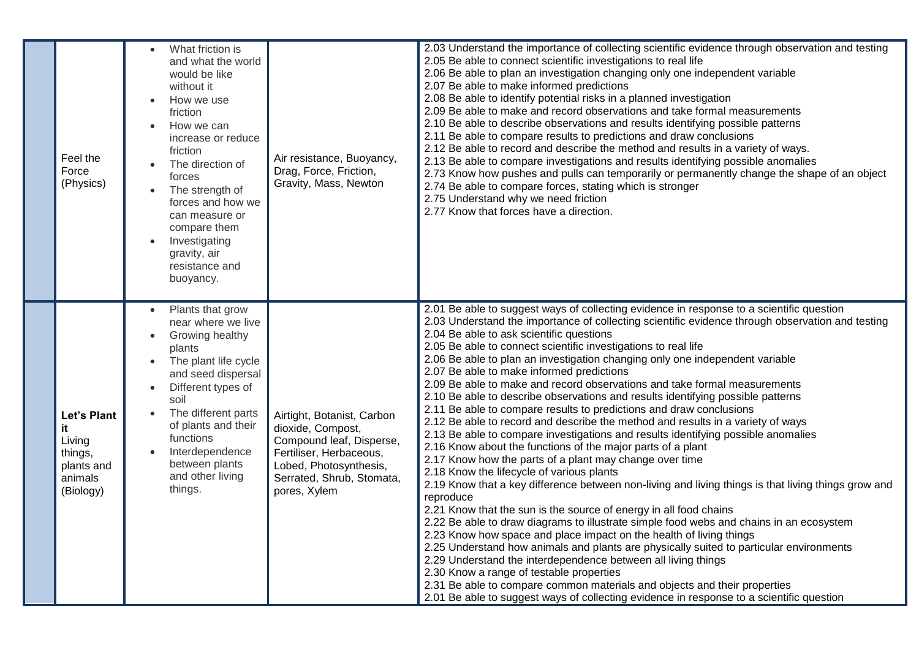| | | | | |
|---|---|---|---|---|
| | Feel the Force (Physics) | • What friction is and what the world would be like without it<br>• How we use friction<br>• How we can increase or reduce friction<br>• The direction of forces<br>• The strength of forces and how we can measure or compare them<br>• Investigating gravity, air resistance and buoyancy. | Air resistance, Buoyancy, Drag, Force, Friction, Gravity, Mass, Newton | 2.03 Understand the importance of collecting scientific evidence through observation and testing<br>2.05 Be able to connect scientific investigations to real life<br>2.06 Be able to plan an investigation changing only one independent variable<br>2.07 Be able to make informed predictions<br>2.08 Be able to identify potential risks in a planned investigation<br>2.09 Be able to make and record observations and take formal measurements<br>2.10 Be able to describe observations and results identifying possible patterns<br>2.11 Be able to compare results to predictions and draw conclusions<br>2.12 Be able to record and describe the method and results in a variety of ways.<br>2.13 Be able to compare investigations and results identifying possible anomalies<br>2.73 Know how pushes and pulls can temporarily or permanently change the shape of an object<br>2.74 Be able to compare forces, stating which is stronger<br>2.75 Understand why we need friction<br>2.77 Know that forces have a direction. |
| | **Let's Plant it** Living things, plants and animals (Biology) | • Plants that grow near where we live<br>• Growing healthy plants<br>• The plant life cycle and seed dispersal<br>• Different types of soil<br>• The different parts of plants and their functions<br>• Interdependence between plants and other living things. | Airtight, Botanist, Carbon dioxide, Compost, Compound leaf, Disperse, Fertiliser, Herbaceous, Lobed, Photosynthesis, Serrated, Shrub, Stomata, pores, Xylem | 2.01 Be able to suggest ways of collecting evidence in response to a scientific question<br>2.03 Understand the importance of collecting scientific evidence through observation and testing<br>2.04 Be able to ask scientific questions<br>2.05 Be able to connect scientific investigations to real life<br>2.06 Be able to plan an investigation changing only one independent variable<br>2.07 Be able to make informed predictions<br>2.09 Be able to make and record observations and take formal measurements<br>2.10 Be able to describe observations and results identifying possible patterns<br>2.11 Be able to compare results to predictions and draw conclusions<br>2.12 Be able to record and describe the method and results in a variety of ways<br>2.13 Be able to compare investigations and results identifying possible anomalies<br>2.16 Know about the functions of the major parts of a plant<br>2.17 Know how the parts of a plant may change over time<br>2.18 Know the lifecycle of various plants<br>2.19 Know that a key difference between non-living and living things is that living things grow and reproduce<br>2.21 Know that the sun is the source of energy in all food chains<br>2.22 Be able to draw diagrams to illustrate simple food webs and chains in an ecosystem<br>2.23 Know how space and place impact on the health of living things<br>2.25 Understand how animals and plants are physically suited to particular environments<br>2.29 Understand the interdependence between all living things<br>2.30 Know a range of testable properties<br>2.31 Be able to compare common materials and objects and their properties<br>2.01 Be able to suggest ways of collecting evidence in response to a scientific question |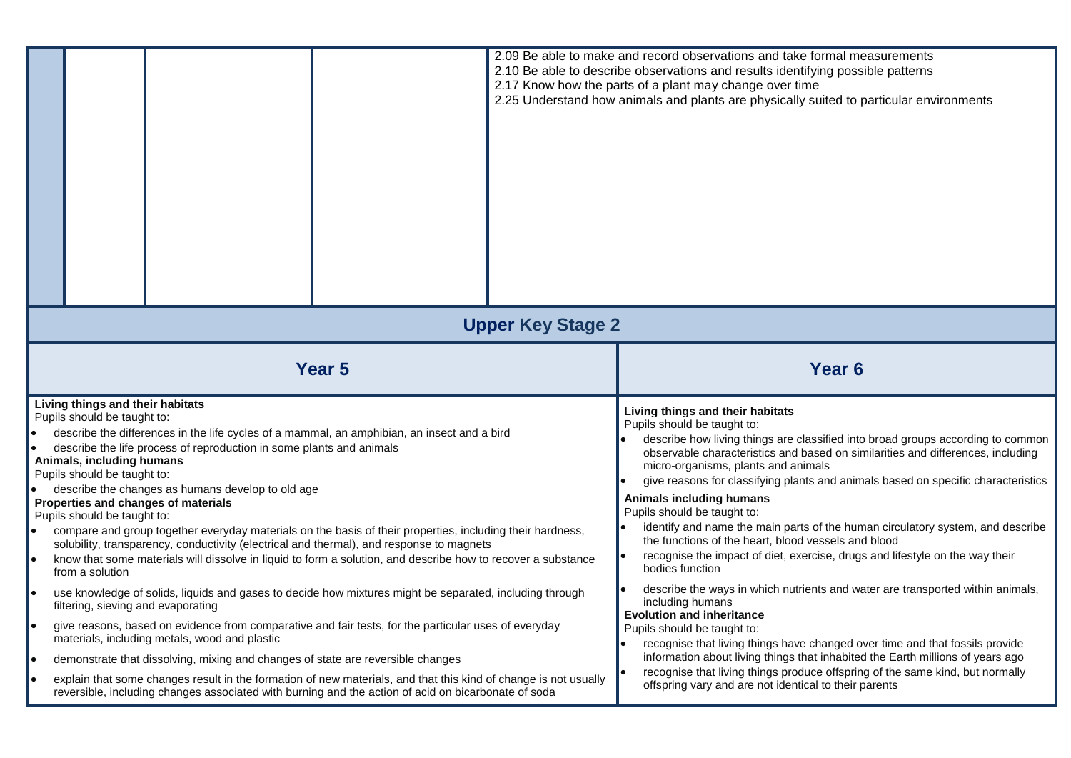| | | | | |
|---|---|---|---|---|
| | | | | 2.09 Be able to make and record observations and take formal measurements<br>2.10 Be able to describe observations and results identifying possible patterns<br>2.17 Know how the parts of a plant may change over time<br>2.25 Understand how animals and plants are physically suited to particular environments |

## Upper Key Stage 2

| Year 5 | Year 6 |
|---|---|
| **Living things and their habitats**<br>Pupils should be taught to:<br>• describe the differences in the life cycles of a mammal, an amphibian, an insect and a bird<br>• describe the life process of reproduction in some plants and animals<br>**Animals, including humans**<br>Pupils should be taught to:<br>• describe the changes as humans develop to old age<br>**Properties and changes of materials**<br>Pupils should be taught to:<br>• compare and group together everyday materials on the basis of their properties, including their hardness, solubility, transparency, conductivity (electrical and thermal), and response to magnets<br>• know that some materials will dissolve in liquid to form a solution, and describe how to recover a substance from a solution<br>• use knowledge of solids, liquids and gases to decide how mixtures might be separated, including through filtering, sieving and evaporating<br>• give reasons, based on evidence from comparative and fair tests, for the particular uses of everyday materials, including metals, wood and plastic<br>• demonstrate that dissolving, mixing and changes of state are reversible changes<br>• explain that some changes result in the formation of new materials, and that this kind of change is not usually reversible, including changes associated with burning and the action of acid on bicarbonate of soda | **Living things and their habitats**<br>Pupils should be taught to:<br>• describe how living things are classified into broad groups according to common observable characteristics and based on similarities and differences, including micro-organisms, plants and animals<br>• give reasons for classifying plants and animals based on specific characteristics<br>**Animals including humans**<br>Pupils should be taught to:<br>• identify and name the main parts of the human circulatory system, and describe the functions of the heart, blood vessels and blood<br>• recognise the impact of diet, exercise, drugs and lifestyle on the way their bodies function<br>• describe the ways in which nutrients and water are transported within animals, including humans<br>**Evolution and inheritance**<br>Pupils should be taught to:<br>• recognise that living things have changed over time and that fossils provide information about living things that inhabited the Earth millions of years ago<br>• recognise that living things produce offspring of the same kind, but normally offspring vary and are not identical to their parents |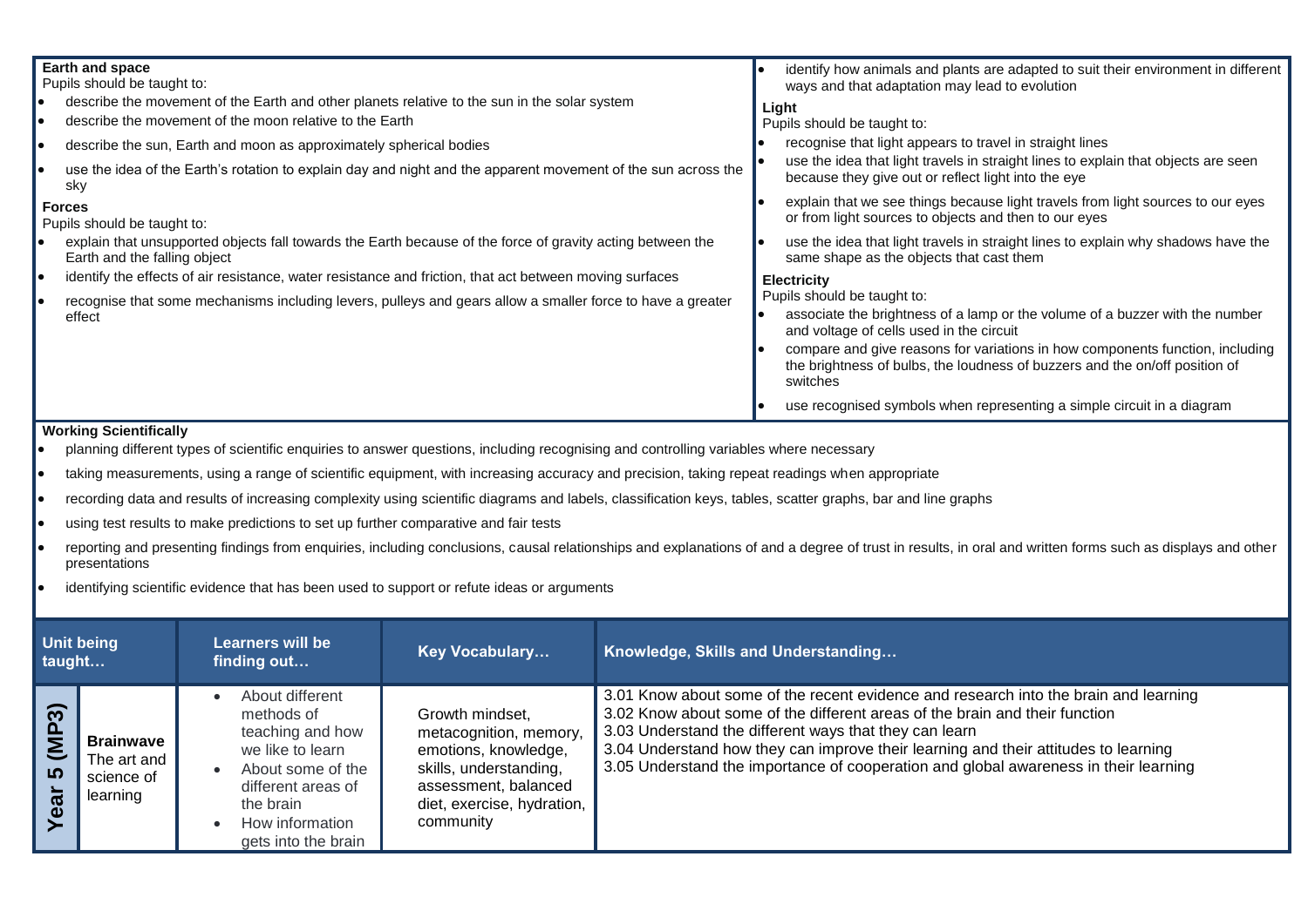**Earth and space**

Pupils should be taught to:

- describe the movement of the Earth and other planets relative to the sun in the solar system
- describe the movement of the moon relative to the Earth
- describe the sun, Earth and moon as approximately spherical bodies
- use the idea of the Earth's rotation to explain day and night and the apparent movement of the sun across the sky

**Forces**

Pupils should be taught to:

- explain that unsupported objects fall towards the Earth because of the force of gravity acting between the Earth and the falling object
- identify the effects of air resistance, water resistance and friction, that act between moving surfaces
- recognise that some mechanisms including levers, pulleys and gears allow a smaller force to have a greater effect

- identify how animals and plants are adapted to suit their environment in different ways and that adaptation may lead to evolution

**Light**

Pupils should be taught to:

- recognise that light appears to travel in straight lines
- use the idea that light travels in straight lines to explain that objects are seen because they give out or reflect light into the eye
- explain that we see things because light travels from light sources to our eyes or from light sources to objects and then to our eyes
- use the idea that light travels in straight lines to explain why shadows have the same shape as the objects that cast them

**Electricity**

Pupils should be taught to:

- associate the brightness of a lamp or the volume of a buzzer with the number and voltage of cells used in the circuit
- compare and give reasons for variations in how components function, including the brightness of bulbs, the loudness of buzzers and the on/off position of switches
- use recognised symbols when representing a simple circuit in a diagram

**Working Scientifically**

- planning different types of scientific enquiries to answer questions, including recognising and controlling variables where necessary
- taking measurements, using a range of scientific equipment, with increasing accuracy and precision, taking repeat readings when appropriate
- recording data and results of increasing complexity using scientific diagrams and labels, classification keys, tables, scatter graphs, bar and line graphs
- using test results to make predictions to set up further comparative and fair tests
- reporting and presenting findings from enquiries, including conclusions, causal relationships and explanations of and a degree of trust in results, in oral and written forms such as displays and other presentations
- identifying scientific evidence that has been used to support or refute ideas or arguments

| Unit being taught… | | Learners will be finding out… | Key Vocabulary… | Knowledge, Skills and Understanding… |
|---|---|---|---|---|
| Year 5 (MP3) | **Brainwave** The art and science of learning | • About different methods of teaching and how we like to learn<br>• About some of the different areas of the brain<br>• How information gets into the brain | Growth mindset, metacognition, memory, emotions, knowledge, skills, understanding, assessment, balanced diet, exercise, hydration, community | 3.01 Know about some of the recent evidence and research into the brain and learning<br>3.02 Know about some of the different areas of the brain and their function<br>3.03 Understand the different ways that they can learn<br>3.04 Understand how they can improve their learning and their attitudes to learning<br>3.05 Understand the importance of cooperation and global awareness in their learning |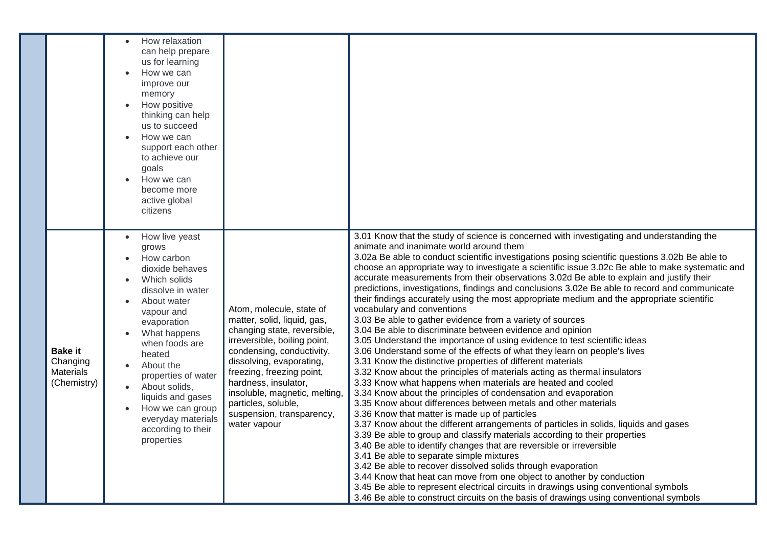| | | | | |
|---|---|---|---|---|
| | | • How relaxation can help prepare us for learning<br>• How we can improve our memory<br>• How positive thinking can help us to succeed<br>• How we can support each other to achieve our goals<br>• How we can become more active global citizens | | |
| | **Bake it** Changing Materials (Chemistry) | • How live yeast grows<br>• How carbon dioxide behaves<br>• Which solids dissolve in water<br>• About water vapour and evaporation<br>• What happens when foods are heated<br>• About the properties of water<br>• About solids, liquids and gases<br>• How we can group everyday materials according to their properties | Atom, molecule, state of matter, solid, liquid, gas, changing state, reversible, irreversible, boiling point, condensing, conductivity, dissolving, evaporating, freezing, freezing point, hardness, insulator, insoluble, magnetic, melting, particles, soluble, suspension, transparency, water vapour | 3.01 Know that the study of science is concerned with investigating and understanding the animate and inanimate world around them<br>3.02a Be able to conduct scientific investigations posing scientific questions 3.02b Be able to choose an appropriate way to investigate a scientific issue 3.02c Be able to make systematic and accurate measurements from their observations 3.02d Be able to explain and justify their predictions, investigations, findings and conclusions 3.02e Be able to record and communicate their findings accurately using the most appropriate medium and the appropriate scientific vocabulary and conventions<br>3.03 Be able to gather evidence from a variety of sources<br>3.04 Be able to discriminate between evidence and opinion<br>3.05 Understand the importance of using evidence to test scientific ideas<br>3.06 Understand some of the effects of what they learn on people's lives<br>3.31 Know the distinctive properties of different materials<br>3.32 Know about the principles of materials acting as thermal insulators<br>3.33 Know what happens when materials are heated and cooled<br>3.34 Know about the principles of condensation and evaporation<br>3.35 Know about differences between metals and other materials<br>3.36 Know that matter is made up of particles<br>3.37 Know about the different arrangements of particles in solids, liquids and gases<br>3.39 Be able to group and classify materials according to their properties<br>3.40 Be able to identify changes that are reversible or irreversible<br>3.41 Be able to separate simple mixtures<br>3.42 Be able to recover dissolved solids through evaporation<br>3.44 Know that heat can move from one object to another by conduction<br>3.45 Be able to represent electrical circuits in drawings using conventional symbols<br>3.46 Be able to construct circuits on the basis of drawings using conventional symbols |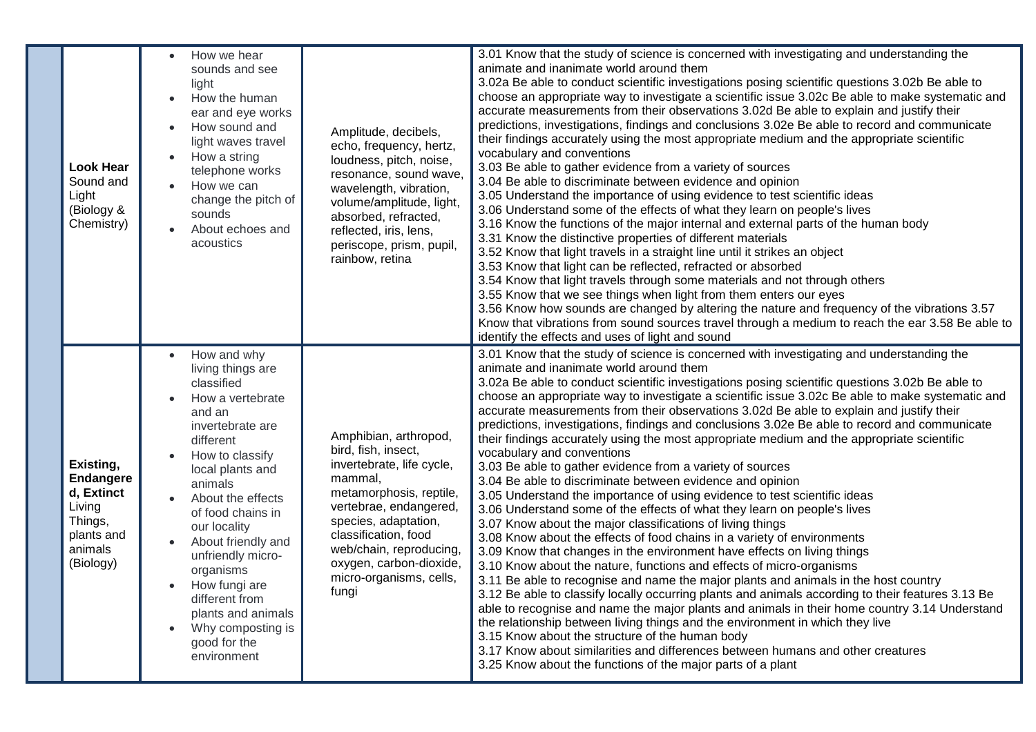| | | | | |
|---|---|---|---|---|
| | **Look Hear** Sound and Light (Biology & Chemistry) | • How we hear sounds and see light<br>• How the human ear and eye works<br>• How sound and light waves travel<br>• How a string telephone works<br>• How we can change the pitch of sounds<br>• About echoes and acoustics | Amplitude, decibels, echo, frequency, hertz, loudness, pitch, noise, resonance, sound wave, wavelength, vibration, volume/amplitude, light, absorbed, refracted, reflected, iris, lens, periscope, prism, pupil, rainbow, retina | 3.01 Know that the study of science is concerned with investigating and understanding the animate and inanimate world around them<br>3.02a Be able to conduct scientific investigations posing scientific questions 3.02b Be able to choose an appropriate way to investigate a scientific issue 3.02c Be able to make systematic and accurate measurements from their observations 3.02d Be able to explain and justify their predictions, investigations, findings and conclusions 3.02e Be able to record and communicate their findings accurately using the most appropriate medium and the appropriate scientific vocabulary and conventions<br>3.03 Be able to gather evidence from a variety of sources<br>3.04 Be able to discriminate between evidence and opinion<br>3.05 Understand the importance of using evidence to test scientific ideas<br>3.06 Understand some of the effects of what they learn on people's lives<br>3.16 Know the functions of the major internal and external parts of the human body<br>3.31 Know the distinctive properties of different materials<br>3.52 Know that light travels in a straight line until it strikes an object<br>3.53 Know that light can be reflected, refracted or absorbed<br>3.54 Know that light travels through some materials and not through others<br>3.55 Know that we see things when light from them enters our eyes<br>3.56 Know how sounds are changed by altering the nature and frequency of the vibrations 3.57 Know that vibrations from sound sources travel through a medium to reach the ear 3.58 Be able to identify the effects and uses of light and sound |
| | **Existing, Endangered, Extinct** Living Things, plants and animals (Biology) | • How and why living things are classified<br>• How a vertebrate and an invertebrate are different<br>• How to classify local plants and animals<br>• About the effects of food chains in our locality<br>• About friendly and unfriendly micro-organisms<br>• How fungi are different from plants and animals<br>• Why composting is good for the environment | Amphibian, arthropod, bird, fish, insect, invertebrate, life cycle, mammal, metamorphosis, reptile, vertebrae, endangered, species, adaptation, classification, food web/chain, reproducing, oxygen, carbon-dioxide, micro-organisms, cells, fungi | 3.01 Know that the study of science is concerned with investigating and understanding the animate and inanimate world around them<br>3.02a Be able to conduct scientific investigations posing scientific questions 3.02b Be able to choose an appropriate way to investigate a scientific issue 3.02c Be able to make systematic and accurate measurements from their observations 3.02d Be able to explain and justify their predictions, investigations, findings and conclusions 3.02e Be able to record and communicate their findings accurately using the most appropriate medium and the appropriate scientific vocabulary and conventions<br>3.03 Be able to gather evidence from a variety of sources<br>3.04 Be able to discriminate between evidence and opinion<br>3.05 Understand the importance of using evidence to test scientific ideas<br>3.06 Understand some of the effects of what they learn on people's lives<br>3.07 Know about the major classifications of living things<br>3.08 Know about the effects of food chains in a variety of environments<br>3.09 Know that changes in the environment have effects on living things<br>3.10 Know about the nature, functions and effects of micro-organisms<br>3.11 Be able to recognise and name the major plants and animals in the host country<br>3.12 Be able to classify locally occurring plants and animals according to their features 3.13 Be able to recognise and name the major plants and animals in their home country 3.14 Understand the relationship between living things and the environment in which they live<br>3.15 Know about the structure of the human body<br>3.17 Know about similarities and differences between humans and other creatures<br>3.25 Know about the functions of the major parts of a plant |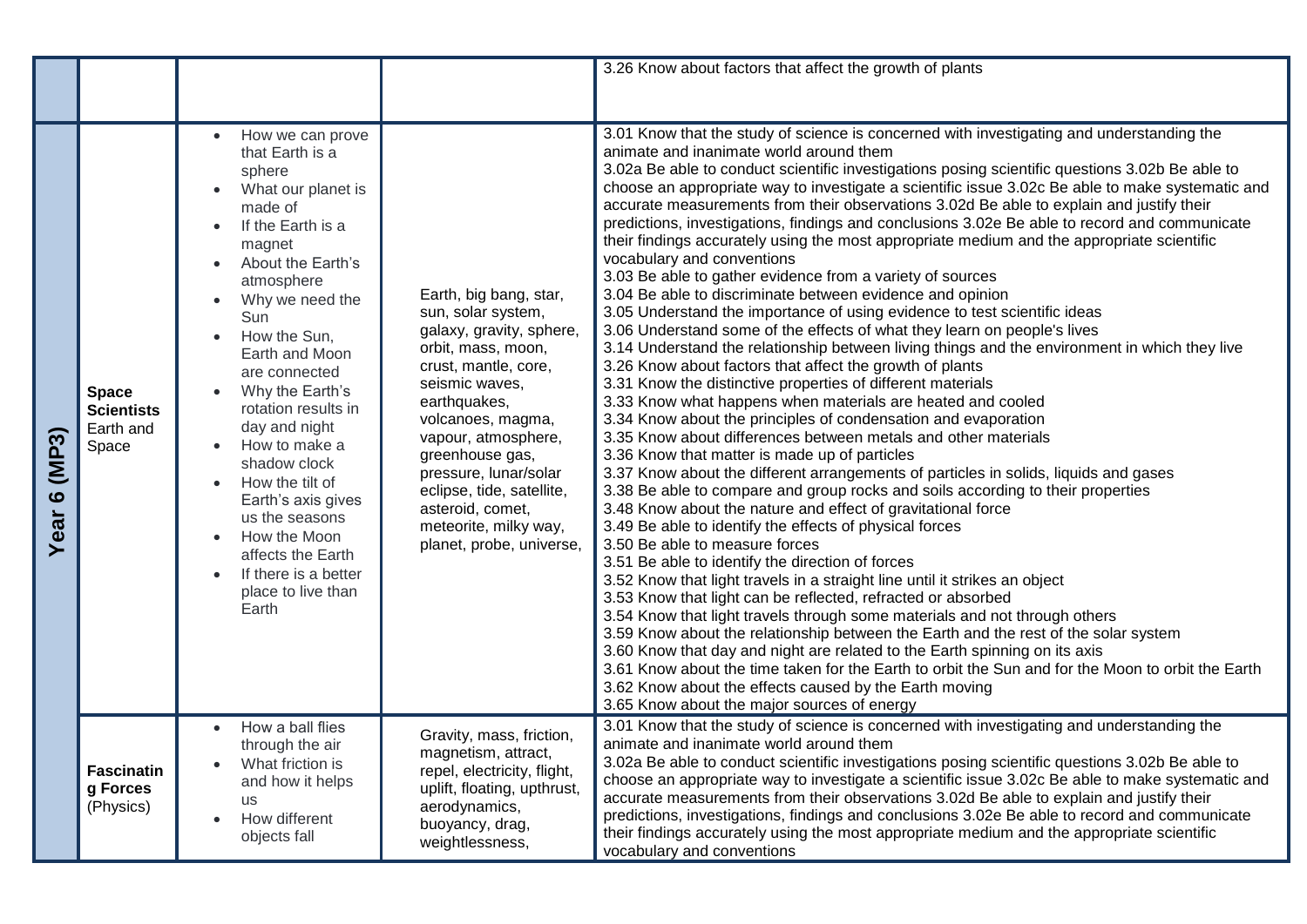| | | | | |
|---|---|---|---|---|
| | | | | 3.26 Know about factors that affect the growth of plants |
| Year 6 (MP3) | **Space Scientists** Earth and Space | • How we can prove that Earth is a sphere<br>• What our planet is made of<br>• If the Earth is a magnet<br>• About the Earth's atmosphere<br>• Why we need the Sun<br>• How the Sun, Earth and Moon are connected<br>• Why the Earth's rotation results in day and night<br>• How to make a shadow clock<br>• How the tilt of Earth's axis gives us the seasons<br>• How the Moon affects the Earth<br>• If there is a better place to live than Earth | Earth, big bang, star, sun, solar system, galaxy, gravity, sphere, orbit, mass, moon, crust, mantle, core, seismic waves, earthquakes, volcanoes, magma, vapour, atmosphere, greenhouse gas, pressure, lunar/solar eclipse, tide, satellite, asteroid, comet, meteorite, milky way, planet, probe, universe, | 3.01 Know that the study of science is concerned with investigating and understanding the animate and inanimate world around them<br>3.02a Be able to conduct scientific investigations posing scientific questions 3.02b Be able to choose an appropriate way to investigate a scientific issue 3.02c Be able to make systematic and accurate measurements from their observations 3.02d Be able to explain and justify their predictions, investigations, findings and conclusions 3.02e Be able to record and communicate their findings accurately using the most appropriate medium and the appropriate scientific vocabulary and conventions<br>3.03 Be able to gather evidence from a variety of sources<br>3.04 Be able to discriminate between evidence and opinion<br>3.05 Understand the importance of using evidence to test scientific ideas<br>3.06 Understand some of the effects of what they learn on people's lives<br>3.14 Understand the relationship between living things and the environment in which they live<br>3.26 Know about factors that affect the growth of plants<br>3.31 Know the distinctive properties of different materials<br>3.33 Know what happens when materials are heated and cooled<br>3.34 Know about the principles of condensation and evaporation<br>3.35 Know about differences between metals and other materials<br>3.36 Know that matter is made up of particles<br>3.37 Know about the different arrangements of particles in solids, liquids and gases<br>3.38 Be able to compare and group rocks and soils according to their properties<br>3.48 Know about the nature and effect of gravitational force<br>3.49 Be able to identify the effects of physical forces<br>3.50 Be able to measure forces<br>3.51 Be able to identify the direction of forces<br>3.52 Know that light travels in a straight line until it strikes an object<br>3.53 Know that light can be reflected, refracted or absorbed<br>3.54 Know that light travels through some materials and not through others<br>3.59 Know about the relationship between the Earth and the rest of the solar system<br>3.60 Know that day and night are related to the Earth spinning on its axis<br>3.61 Know about the time taken for the Earth to orbit the Sun and for the Moon to orbit the Earth<br>3.62 Know about the effects caused by the Earth moving<br>3.65 Know about the major sources of energy |
| | **Fascinating Forces** (Physics) | • How a ball flies through the air<br>• What friction is and how it helps us<br>• How different objects fall | Gravity, mass, friction, magnetism, attract, repel, electricity, flight, uplift, floating, upthrust, aerodynamics, buoyancy, drag, weightlessness, | 3.01 Know that the study of science is concerned with investigating and understanding the animate and inanimate world around them<br>3.02a Be able to conduct scientific investigations posing scientific questions 3.02b Be able to choose an appropriate way to investigate a scientific issue 3.02c Be able to make systematic and accurate measurements from their observations 3.02d Be able to explain and justify their predictions, investigations, findings and conclusions 3.02e Be able to record and communicate their findings accurately using the most appropriate medium and the appropriate scientific vocabulary and conventions |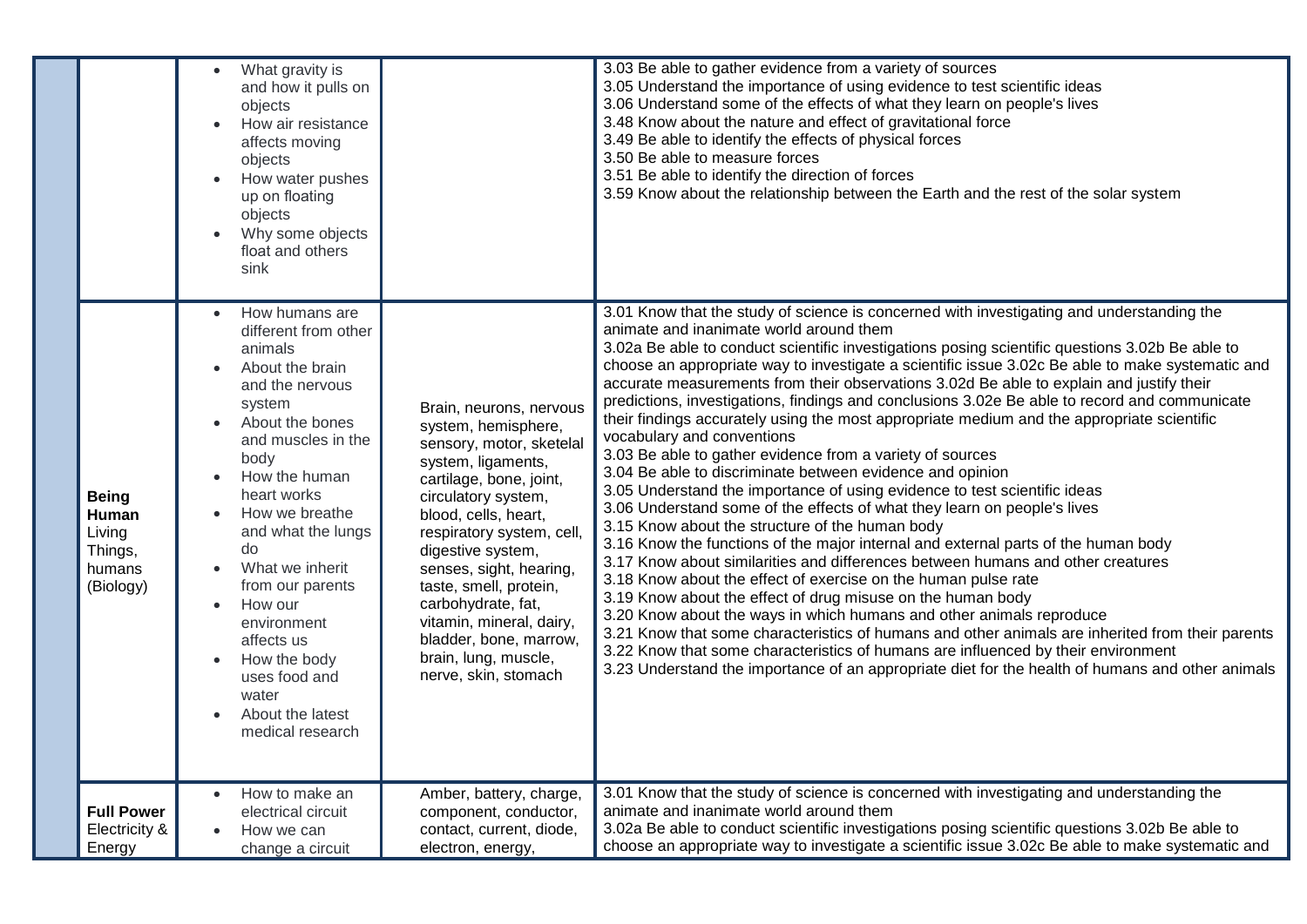| | | | | |
|---|---|---|---|---|
| | | • What gravity is and how it pulls on objects<br>• How air resistance affects moving objects<br>• How water pushes up on floating objects<br>• Why some objects float and others sink | | 3.03 Be able to gather evidence from a variety of sources<br>3.05 Understand the importance of using evidence to test scientific ideas<br>3.06 Understand some of the effects of what they learn on people's lives<br>3.48 Know about the nature and effect of gravitational force<br>3.49 Be able to identify the effects of physical forces<br>3.50 Be able to measure forces<br>3.51 Be able to identify the direction of forces<br>3.59 Know about the relationship between the Earth and the rest of the solar system |
| | **Being Human** Living Things, humans (Biology) | • How humans are different from other animals<br>• About the brain and the nervous system<br>• About the bones and muscles in the body<br>• How the human heart works<br>• How we breathe and what the lungs do<br>• What we inherit from our parents<br>• How our environment affects us<br>• How the body uses food and water<br>• About the latest medical research | Brain, neurons, nervous system, hemisphere, sensory, motor, sketelal system, ligaments, cartilage, bone, joint, circulatory system, blood, cells, heart, respiratory system, cell, digestive system, senses, sight, hearing, taste, smell, protein, carbohydrate, fat, vitamin, mineral, dairy, bladder, bone, marrow, brain, lung, muscle, nerve, skin, stomach | 3.01 Know that the study of science is concerned with investigating and understanding the animate and inanimate world around them<br>3.02a Be able to conduct scientific investigations posing scientific questions 3.02b Be able to choose an appropriate way to investigate a scientific issue 3.02c Be able to make systematic and accurate measurements from their observations 3.02d Be able to explain and justify their predictions, investigations, findings and conclusions 3.02e Be able to record and communicate their findings accurately using the most appropriate medium and the appropriate scientific vocabulary and conventions<br>3.03 Be able to gather evidence from a variety of sources<br>3.04 Be able to discriminate between evidence and opinion<br>3.05 Understand the importance of using evidence to test scientific ideas<br>3.06 Understand some of the effects of what they learn on people's lives<br>3.15 Know about the structure of the human body<br>3.16 Know the functions of the major internal and external parts of the human body<br>3.17 Know about similarities and differences between humans and other creatures<br>3.18 Know about the effect of exercise on the human pulse rate<br>3.19 Know about the effect of drug misuse on the human body<br>3.20 Know about the ways in which humans and other animals reproduce<br>3.21 Know that some characteristics of humans and other animals are inherited from their parents<br>3.22 Know that some characteristics of humans are influenced by their environment<br>3.23 Understand the importance of an appropriate diet for the health of humans and other animals |
| | **Full Power** Electricity & Energy | • How to make an electrical circuit<br>• How we can change a circuit | Amber, battery, charge, component, conductor, contact, current, diode, electron, energy, | 3.01 Know that the study of science is concerned with investigating and understanding the animate and inanimate world around them<br>3.02a Be able to conduct scientific investigations posing scientific questions 3.02b Be able to choose an appropriate way to investigate a scientific issue 3.02c Be able to make systematic and |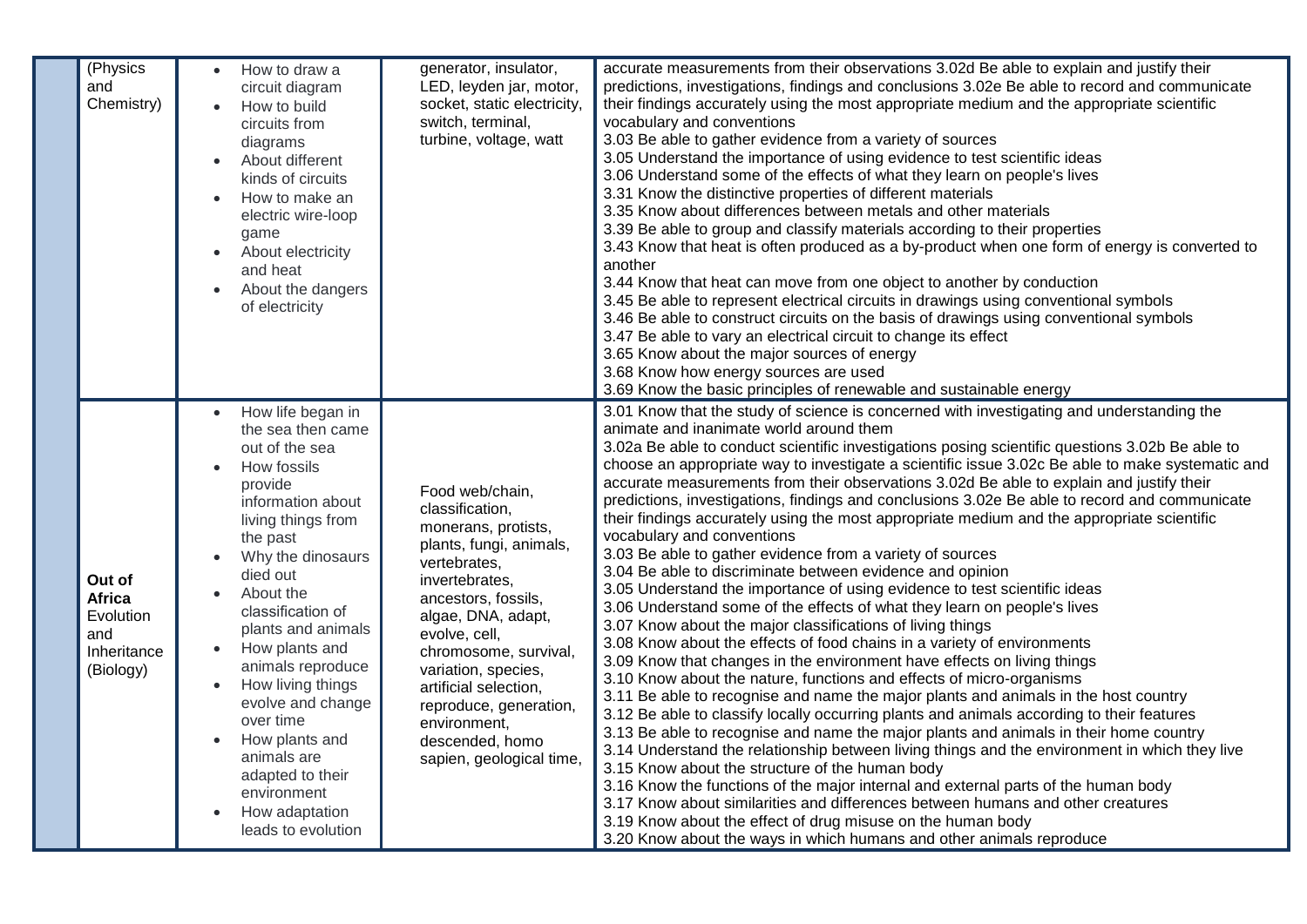| | | | | |
|---|---|---|---|---|
| | (Physics and Chemistry) | • How to draw a circuit diagram<br>• How to build circuits from diagrams<br>• About different kinds of circuits<br>• How to make an electric wire-loop game<br>• About electricity and heat<br>• About the dangers of electricity | generator, insulator, LED, leyden jar, motor, socket, static electricity, switch, terminal, turbine, voltage, watt | accurate measurements from their observations 3.02d Be able to explain and justify their predictions, investigations, findings and conclusions 3.02e Be able to record and communicate their findings accurately using the most appropriate medium and the appropriate scientific vocabulary and conventions<br>3.03 Be able to gather evidence from a variety of sources<br>3.05 Understand the importance of using evidence to test scientific ideas<br>3.06 Understand some of the effects of what they learn on people's lives<br>3.31 Know the distinctive properties of different materials<br>3.35 Know about differences between metals and other materials<br>3.39 Be able to group and classify materials according to their properties<br>3.43 Know that heat is often produced as a by-product when one form of energy is converted to another<br>3.44 Know that heat can move from one object to another by conduction<br>3.45 Be able to represent electrical circuits in drawings using conventional symbols<br>3.46 Be able to construct circuits on the basis of drawings using conventional symbols<br>3.47 Be able to vary an electrical circuit to change its effect<br>3.65 Know about the major sources of energy<br>3.68 Know how energy sources are used<br>3.69 Know the basic principles of renewable and sustainable energy |
| | **Out of Africa** Evolution and Inheritance (Biology) | • How life began in the sea then came out of the sea<br>• How fossils provide information about living things from the past<br>• Why the dinosaurs died out<br>• About the classification of plants and animals<br>• How plants and animals reproduce<br>• How living things evolve and change over time<br>• How plants and animals are adapted to their environment<br>• How adaptation leads to evolution | Food web/chain, classification, monerans, protists, plants, fungi, animals, vertebrates, invertebrates, ancestors, fossils, algae, DNA, adapt, evolve, cell, chromosome, survival, variation, species, artificial selection, reproduce, generation, environment, descended, homo sapien, geological time, | 3.01 Know that the study of science is concerned with investigating and understanding the animate and inanimate world around them<br>3.02a Be able to conduct scientific investigations posing scientific questions 3.02b Be able to choose an appropriate way to investigate a scientific issue 3.02c Be able to make systematic and accurate measurements from their observations 3.02d Be able to explain and justify their predictions, investigations, findings and conclusions 3.02e Be able to record and communicate their findings accurately using the most appropriate medium and the appropriate scientific vocabulary and conventions<br>3.03 Be able to gather evidence from a variety of sources<br>3.04 Be able to discriminate between evidence and opinion<br>3.05 Understand the importance of using evidence to test scientific ideas<br>3.06 Understand some of the effects of what they learn on people's lives<br>3.07 Know about the major classifications of living things<br>3.08 Know about the effects of food chains in a variety of environments<br>3.09 Know that changes in the environment have effects on living things<br>3.10 Know about the nature, functions and effects of micro-organisms<br>3.11 Be able to recognise and name the major plants and animals in the host country<br>3.12 Be able to classify locally occurring plants and animals according to their features<br>3.13 Be able to recognise and name the major plants and animals in their home country<br>3.14 Understand the relationship between living things and the environment in which they live<br>3.15 Know about the structure of the human body<br>3.16 Know the functions of the major internal and external parts of the human body<br>3.17 Know about similarities and differences between humans and other creatures<br>3.19 Know about the effect of drug misuse on the human body<br>3.20 Know about the ways in which humans and other animals reproduce |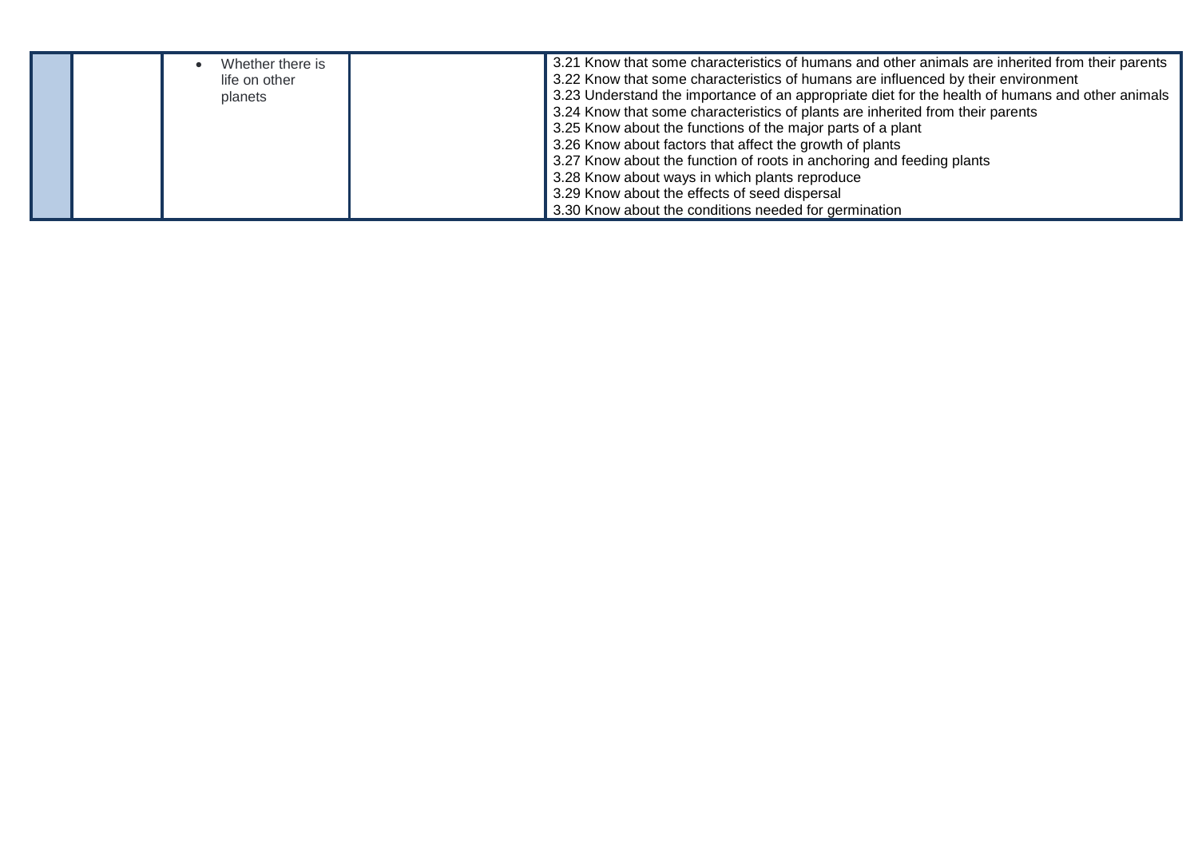|  |  |  |  |  |
|---|---|---|---|---|
|  |  | • Whether there is life on other planets |  | 3.21 Know that some characteristics of humans and other animals are inherited from their parents<br>3.22 Know that some characteristics of humans are influenced by their environment<br>3.23 Understand the importance of an appropriate diet for the health of humans and other animals<br>3.24 Know that some characteristics of plants are inherited from their parents<br>3.25 Know about the functions of the major parts of a plant<br>3.26 Know about factors that affect the growth of plants<br>3.27 Know about the function of roots in anchoring and feeding plants<br>3.28 Know about ways in which plants reproduce<br>3.29 Know about the effects of seed dispersal<br>3.30 Know about the conditions needed for germination |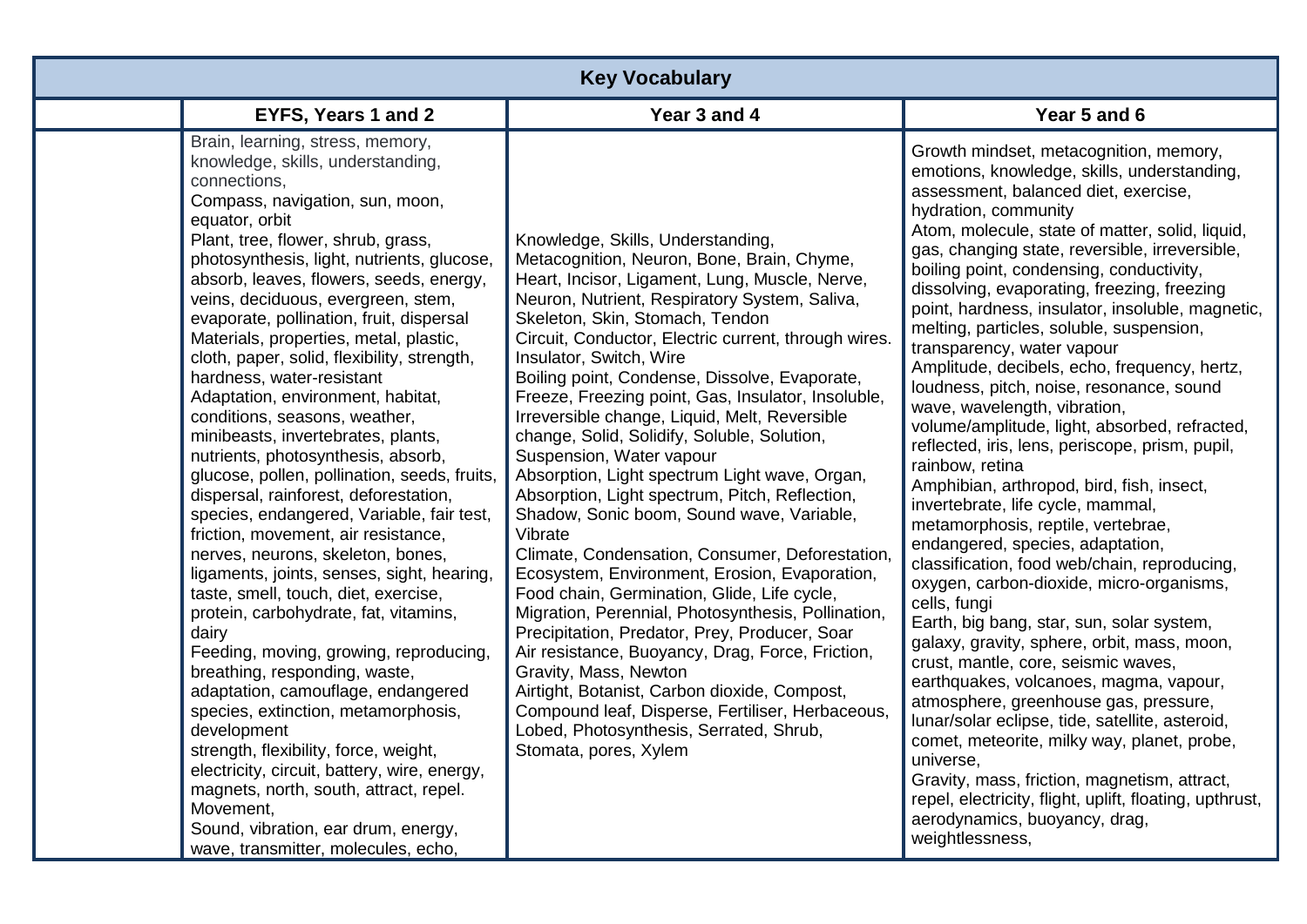| Key Vocabulary | | | |
|---|---|---|---|
| | **EYFS, Years 1 and 2** | **Year 3 and 4** | **Year 5 and 6** |
| | Brain, learning, stress, memory, knowledge, skills, understanding, connections, Compass, navigation, sun, moon, equator, orbit Plant, tree, flower, shrub, grass, photosynthesis, light, nutrients, glucose, absorb, leaves, flowers, seeds, energy, veins, deciduous, evergreen, stem, evaporate, pollination, fruit, dispersal Materials, properties, metal, plastic, cloth, paper, solid, flexibility, strength, hardness, water-resistant Adaptation, environment, habitat, conditions, seasons, weather, minibeasts, invertebrates, plants, nutrients, photosynthesis, absorb, glucose, pollen, pollination, seeds, fruits, dispersal, rainforest, deforestation, species, endangered, Variable, fair test, friction, movement, air resistance, nerves, neurons, skeleton, bones, ligaments, joints, senses, sight, hearing, taste, smell, touch, diet, exercise, protein, carbohydrate, fat, vitamins, dairy Feeding, moving, growing, reproducing, breathing, responding, waste, adaptation, camouflage, endangered species, extinction, metamorphosis, development strength, flexibility, force, weight, electricity, circuit, battery, wire, energy, magnets, north, south, attract, repel. Movement, Sound, vibration, ear drum, energy, wave, transmitter, molecules, echo, | Knowledge, Skills, Understanding, Metacognition, Neuron, Bone, Brain, Chyme, Heart, Incisor, Ligament, Lung, Muscle, Nerve, Neuron, Nutrient, Respiratory System, Saliva, Skeleton, Skin, Stomach, Tendon Circuit, Conductor, Electric current, through wires. Insulator, Switch, Wire Boiling point, Condense, Dissolve, Evaporate, Freeze, Freezing point, Gas, Insulator, Insoluble, Irreversible change, Liquid, Melt, Reversible change, Solid, Solidify, Soluble, Solution, Suspension, Water vapour Absorption, Light spectrum Light wave, Organ, Absorption, Light spectrum, Pitch, Reflection, Shadow, Sonic boom, Sound wave, Variable, Vibrate Climate, Condensation, Consumer, Deforestation, Ecosystem, Environment, Erosion, Evaporation, Food chain, Germination, Glide, Life cycle, Migration, Perennial, Photosynthesis, Pollination, Precipitation, Predator, Prey, Producer, Soar Air resistance, Buoyancy, Drag, Force, Friction, Gravity, Mass, Newton Airtight, Botanist, Carbon dioxide, Compost, Compound leaf, Disperse, Fertiliser, Herbaceous, Lobed, Photosynthesis, Serrated, Shrub, Stomata, pores, Xylem | Growth mindset, metacognition, memory, emotions, knowledge, skills, understanding, assessment, balanced diet, exercise, hydration, community Atom, molecule, state of matter, solid, liquid, gas, changing state, reversible, irreversible, boiling point, condensing, conductivity, dissolving, evaporating, freezing, freezing point, hardness, insulator, insoluble, magnetic, melting, particles, soluble, suspension, transparency, water vapour Amplitude, decibels, echo, frequency, hertz, loudness, pitch, noise, resonance, sound wave, wavelength, vibration, volume/amplitude, light, absorbed, refracted, reflected, iris, lens, periscope, prism, pupil, rainbow, retina Amphibian, arthropod, bird, fish, insect, invertebrate, life cycle, mammal, metamorphosis, reptile, vertebrae, endangered, species, adaptation, classification, food web/chain, reproducing, oxygen, carbon-dioxide, micro-organisms, cells, fungi Earth, big bang, star, sun, solar system, galaxy, gravity, sphere, orbit, mass, moon, crust, mantle, core, seismic waves, earthquakes, volcanoes, magma, vapour, atmosphere, greenhouse gas, pressure, lunar/solar eclipse, tide, satellite, asteroid, comet, meteorite, milky way, planet, probe, universe, Gravity, mass, friction, magnetism, attract, repel, electricity, flight, uplift, floating, upthrust, aerodynamics, buoyancy, drag, weightlessness, |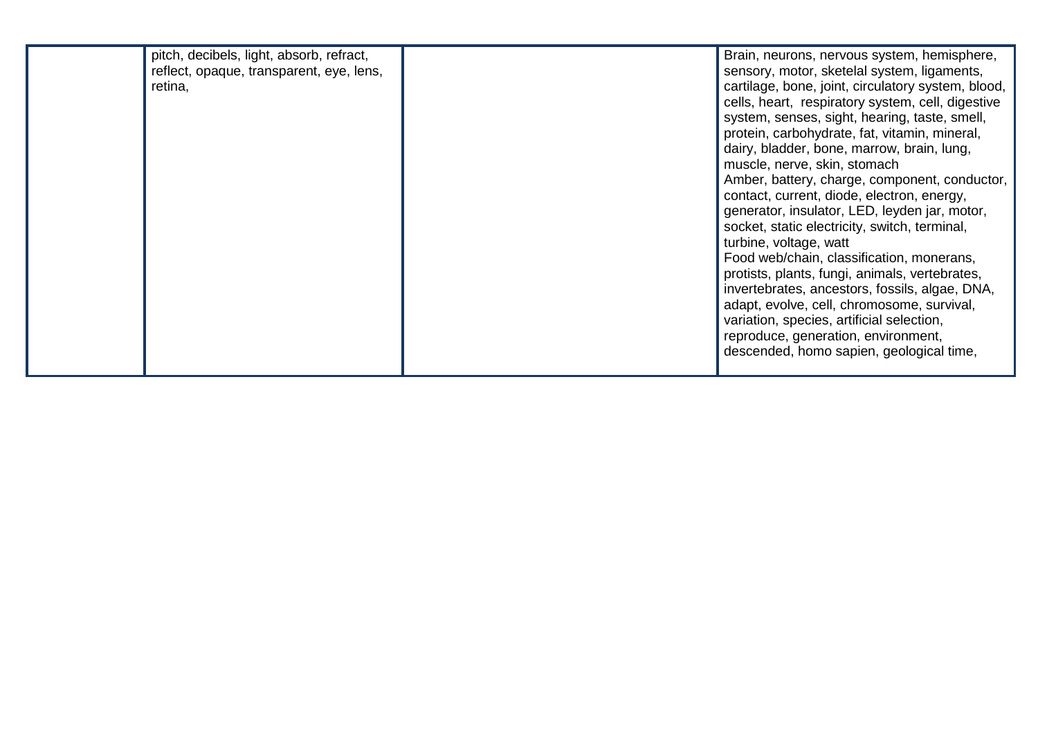|  | pitch, decibels, light, absorb, refract, reflect, opaque, transparent, eye, lens, retina, |  | Brain, neurons, nervous system, hemisphere, sensory, motor, sketelal system, ligaments, cartilage, bone, joint, circulatory system, blood, cells, heart, respiratory system, cell, digestive system, senses, sight, hearing, taste, smell, protein, carbohydrate, fat, vitamin, mineral, dairy, bladder, bone, marrow, brain, lung, muscle, nerve, skin, stomach<br>Amber, battery, charge, component, conductor, contact, current, diode, electron, energy, generator, insulator, LED, leyden jar, motor, socket, static electricity, switch, terminal, turbine, voltage, watt<br>Food web/chain, classification, monerans, protists, plants, fungi, animals, vertebrates, invertebrates, ancestors, fossils, algae, DNA, adapt, evolve, cell, chromosome, survival, variation, species, artificial selection, reproduce, generation, environment, descended, homo sapien, geological time, |
|---|---|---|---|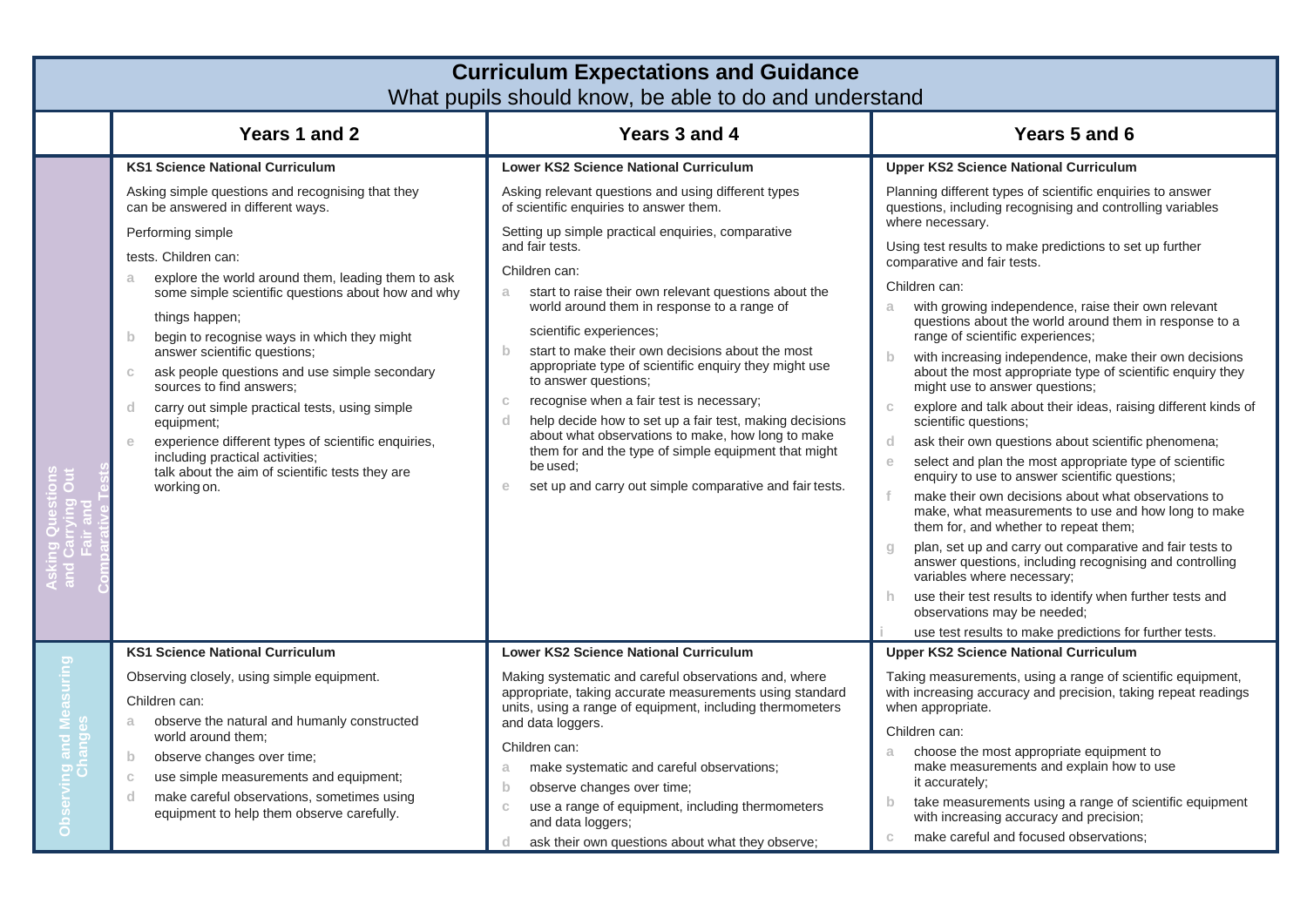| Curriculum Expectations and Guidance<br>What pupils should know, be able to do and understand | | | |
|---|---|---|---|
| | **Years 1 and 2** | **Years 3 and 4** | **Years 5 and 6** |
| **Asking Questions and Carrying Out Fair and Comparative Tests** | **KS1 Science National Curriculum**<br><br>Asking simple questions and recognising that they can be answered in different ways.<br><br>Performing simple tests. Children can:<br><br>a explore the world around them, leading them to ask some simple scientific questions about how and why things happen;<br>b begin to recognise ways in which they might answer scientific questions;<br>c ask people questions and use simple secondary sources to find answers;<br>d carry out simple practical tests, using simple equipment;<br>e experience different types of scientific enquiries, including practical activities;<br>talk about the aim of scientific tests they are working on. | **Lower KS2 Science National Curriculum**<br><br>Asking relevant questions and using different types of scientific enquiries to answer them.<br><br>Setting up simple practical enquiries, comparative and fair tests.<br><br>Children can:<br><br>a start to raise their own relevant questions about the world around them in response to a range of scientific experiences;<br>b start to make their own decisions about the most appropriate type of scientific enquiry they might use to answer questions;<br>c recognise when a fair test is necessary;<br>d help decide how to set up a fair test, making decisions about what observations to make, how long to make them for and the type of simple equipment that might be used;<br>e set up and carry out simple comparative and fair tests. | **Upper KS2 Science National Curriculum**<br><br>Planning different types of scientific enquiries to answer questions, including recognising and controlling variables where necessary.<br><br>Using test results to make predictions to set up further comparative and fair tests.<br><br>Children can:<br><br>a with growing independence, raise their own relevant questions about the world around them in response to a range of scientific experiences;<br>b with increasing independence, make their own decisions about the most appropriate type of scientific enquiry they might use to answer questions;<br>c explore and talk about their ideas, raising different kinds of scientific questions;<br>d ask their own questions about scientific phenomena;<br>e select and plan the most appropriate type of scientific enquiry to use to answer scientific questions;<br>f make their own decisions about what observations to make, what measurements to use and how long to make them for, and whether to repeat them;<br>g plan, set up and carry out comparative and fair tests to answer questions, including recognising and controlling variables where necessary;<br>h use their test results to identify when further tests and observations may be needed;<br>i use test results to make predictions for further tests. |
| **Observing and Measuring Changes** | **KS1 Science National Curriculum**<br><br>Observing closely, using simple equipment.<br><br>Children can:<br><br>a observe the natural and humanly constructed world around them;<br>b observe changes over time;<br>c use simple measurements and equipment;<br>d make careful observations, sometimes using equipment to help them observe carefully. | **Lower KS2 Science National Curriculum**<br><br>Making systematic and careful observations and, where appropriate, taking accurate measurements using standard units, using a range of equipment, including thermometers and data loggers.<br><br>Children can:<br><br>a make systematic and careful observations;<br>b observe changes over time;<br>c use a range of equipment, including thermometers and data loggers;<br>d ask their own questions about what they observe; | **Upper KS2 Science National Curriculum**<br><br>Taking measurements, using a range of scientific equipment, with increasing accuracy and precision, taking repeat readings when appropriate.<br><br>Children can:<br><br>a choose the most appropriate equipment to make measurements and explain how to use it accurately;<br>b take measurements using a range of scientific equipment with increasing accuracy and precision;<br>c make careful and focused observations; |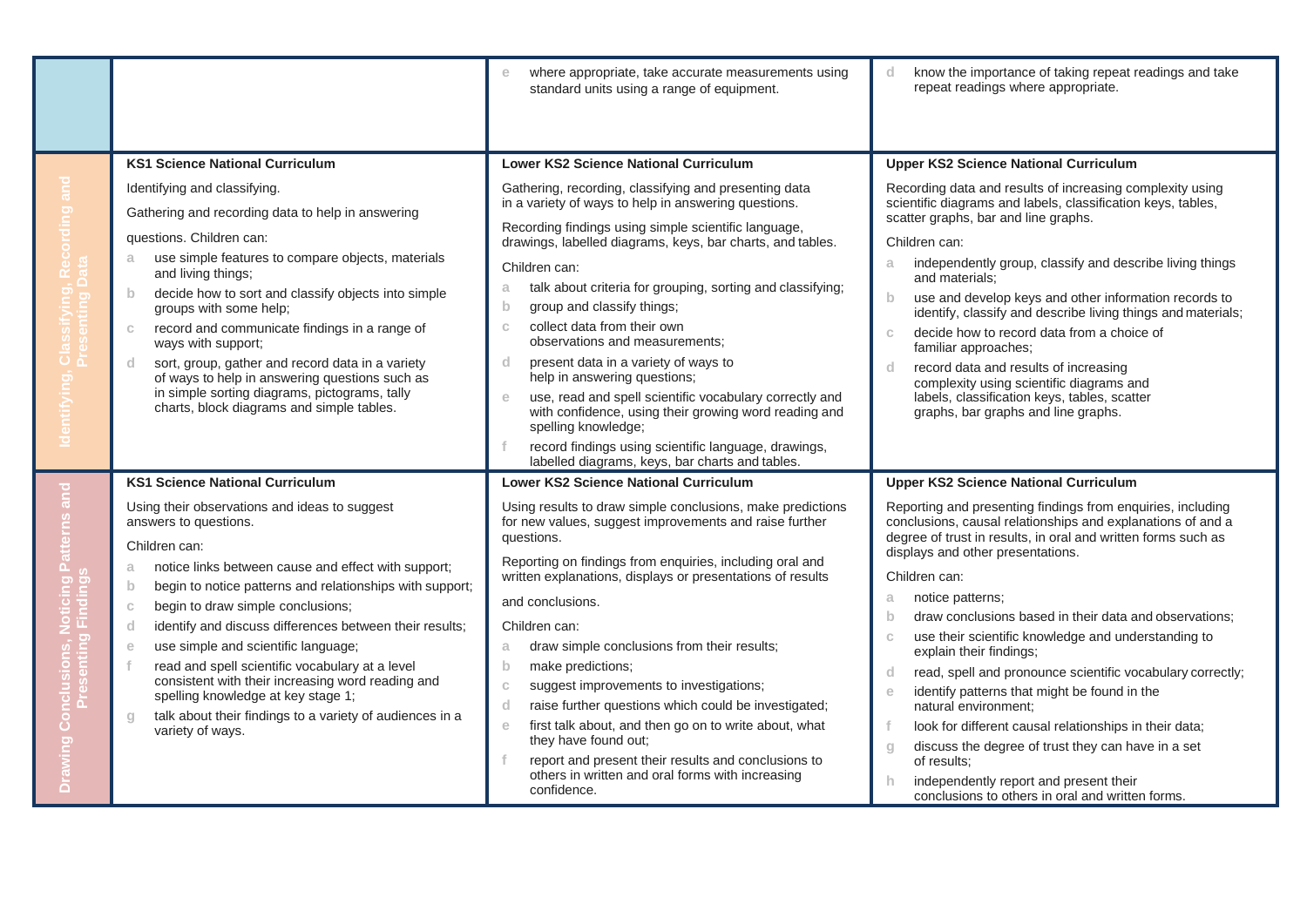| | KS1 Science National Curriculum | Lower KS2 Science National Curriculum | Upper KS2 Science National Curriculum |
|---|---|---|---|
| | | e where appropriate, take accurate measurements using standard units using a range of equipment. | d know the importance of taking repeat readings and take repeat readings where appropriate. |
| **Identifying, Classifying, Recording and Presenting Data** | **KS1 Science National Curriculum**<br><br>Identifying and classifying.<br><br>Gathering and recording data to help in answering questions. Children can:<br><br>a use simple features to compare objects, materials and living things;<br>b decide how to sort and classify objects into simple groups with some help;<br>c record and communicate findings in a range of ways with support;<br>d sort, group, gather and record data in a variety of ways to help in answering questions such as in simple sorting diagrams, pictograms, tally charts, block diagrams and simple tables. | **Lower KS2 Science National Curriculum**<br><br>Gathering, recording, classifying and presenting data in a variety of ways to help in answering questions.<br><br>Recording findings using simple scientific language, drawings, labelled diagrams, keys, bar charts, and tables.<br><br>Children can:<br><br>a talk about criteria for grouping, sorting and classifying;<br>b group and classify things;<br>c collect data from their own observations and measurements;<br>d present data in a variety of ways to help in answering questions;<br>e use, read and spell scientific vocabulary correctly and with confidence, using their growing word reading and spelling knowledge;<br>f record findings using scientific language, drawings, labelled diagrams, keys, bar charts and tables. | **Upper KS2 Science National Curriculum**<br><br>Recording data and results of increasing complexity using scientific diagrams and labels, classification keys, tables, scatter graphs, bar and line graphs.<br><br>Children can:<br><br>a independently group, classify and describe living things and materials;<br>b use and develop keys and other information records to identify, classify and describe living things and materials;<br>c decide how to record data from a choice of familiar approaches;<br>d record data and results of increasing complexity using scientific diagrams and labels, classification keys, tables, scatter graphs, bar graphs and line graphs. |
| **Drawing Conclusions, Noticing Patterns and Presenting Findings** | **KS1 Science National Curriculum**<br><br>Using their observations and ideas to suggest answers to questions.<br><br>Children can:<br><br>a notice links between cause and effect with support;<br>b begin to notice patterns and relationships with support;<br>c begin to draw simple conclusions;<br>d identify and discuss differences between their results;<br>e use simple and scientific language;<br>f read and spell scientific vocabulary at a level consistent with their increasing word reading and spelling knowledge at key stage 1;<br>g talk about their findings to a variety of audiences in a variety of ways. | **Lower KS2 Science National Curriculum**<br><br>Using results to draw simple conclusions, make predictions for new values, suggest improvements and raise further questions.<br><br>Reporting on findings from enquiries, including oral and written explanations, displays or presentations of results and conclusions.<br><br>Children can:<br><br>a draw simple conclusions from their results;<br>b make predictions;<br>c suggest improvements to investigations;<br>d raise further questions which could be investigated;<br>e first talk about, and then go on to write about, what they have found out;<br>f report and present their results and conclusions to others in written and oral forms with increasing confidence. | **Upper KS2 Science National Curriculum**<br><br>Reporting and presenting findings from enquiries, including conclusions, causal relationships and explanations of and a degree of trust in results, in oral and written forms such as displays and other presentations.<br><br>Children can:<br><br>a notice patterns;<br>b draw conclusions based in their data and observations;<br>c use their scientific knowledge and understanding to explain their findings;<br>d read, spell and pronounce scientific vocabulary correctly;<br>e identify patterns that might be found in the natural environment;<br>f look for different causal relationships in their data;<br>g discuss the degree of trust they can have in a set of results;<br>h independently report and present their conclusions to others in oral and written forms. |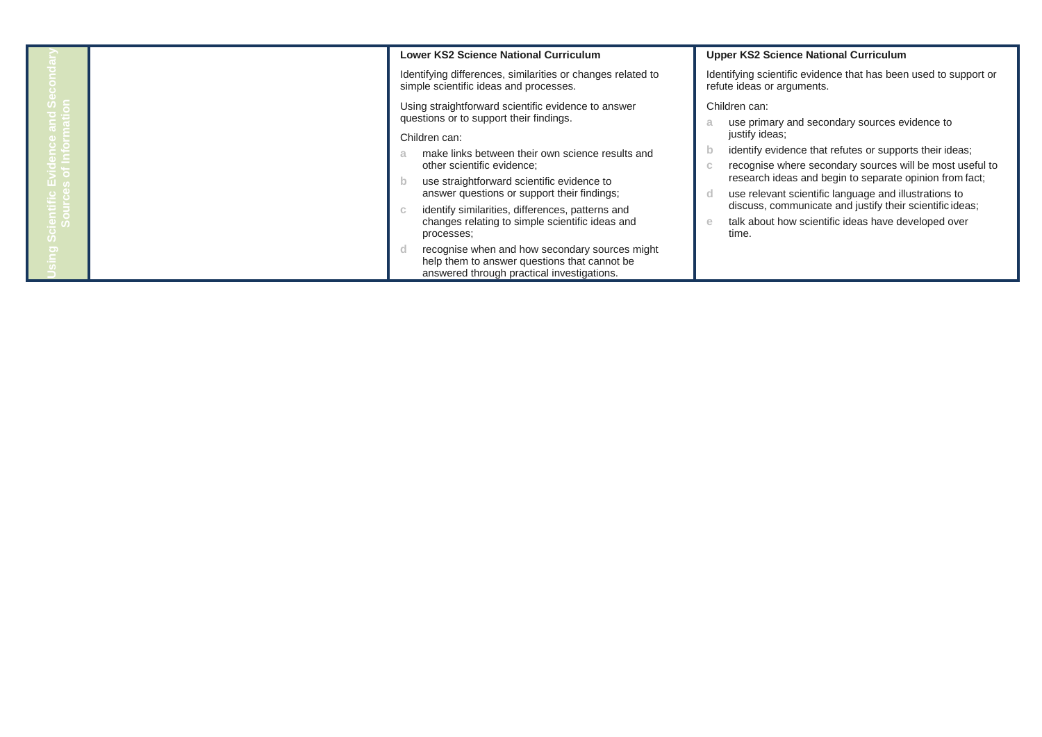| | | | |
|---|---|---|---|
| Using Scientific Evidence and Secondary Sources of Information | | **Lower KS2 Science National Curriculum**<br><br>Identifying differences, similarities or changes related to simple scientific ideas and processes.<br><br>Using straightforward scientific evidence to answer questions or to support their findings.<br><br>Children can:<br><br>a make links between their own science results and other scientific evidence;<br><br>b use straightforward scientific evidence to answer questions or support their findings;<br><br>c identify similarities, differences, patterns and changes relating to simple scientific ideas and processes;<br><br>d recognise when and how secondary sources might help them to answer questions that cannot be answered through practical investigations. | **Upper KS2 Science National Curriculum**<br><br>Identifying scientific evidence that has been used to support or refute ideas or arguments.<br><br>Children can:<br><br>a use primary and secondary sources evidence to justify ideas;<br><br>b identify evidence that refutes or supports their ideas;<br><br>c recognise where secondary sources will be most useful to research ideas and begin to separate opinion from fact;<br><br>d use relevant scientific language and illustrations to discuss, communicate and justify their scientific ideas;<br><br>e talk about how scientific ideas have developed over time. |